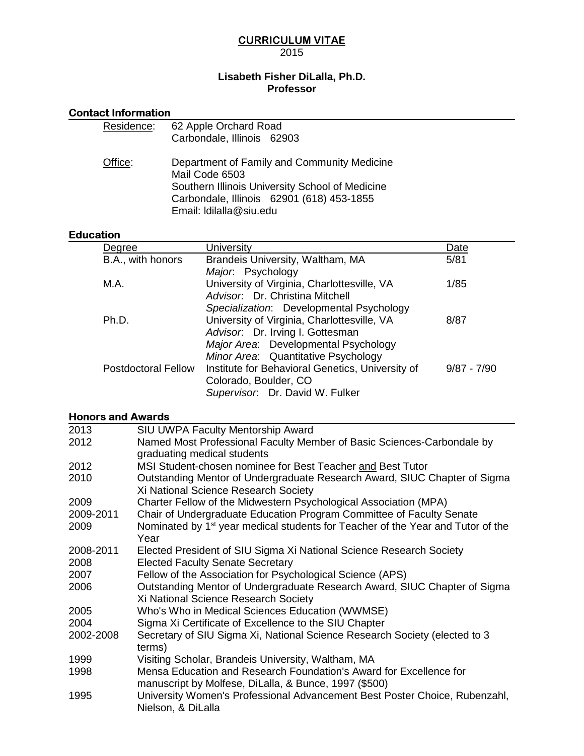# CURRICULUM VITAE

2015

**Lisabeth Fisher DiLalla, Ph.D.**
**Professor**

## Contact Information

Residence: 62 Apple Orchard Road
Carbondale, Illinois 62903

Office: Department of Family and Community Medicine
Mail Code 6503
Southern Illinois University School of Medicine
Carbondale, Illinois 62901 (618) 453-1855
Email: ldilalla@siu.edu

## Education

| Degree | University | Date |
|---|---|---|
| B.A., with honors | Brandeis University, Waltham, MA<br>*Major*: Psychology | 5/81 |
| M.A. | University of Virginia, Charlottesville, VA<br>*Advisor*: Dr. Christina Mitchell<br>*Specialization*: Developmental Psychology | 1/85 |
| Ph.D. | University of Virginia, Charlottesville, VA<br>*Advisor*: Dr. Irving I. Gottesman<br>*Major Area*: Developmental Psychology<br>*Minor Area*: Quantitative Psychology | 8/87 |
| Postdoctoral Fellow | Institute for Behavioral Genetics, University of Colorado, Boulder, CO<br>*Supervisor*: Dr. David W. Fulker | 9/87 - 7/90 |

## Honors and Awards

| | |
|---|---|
| 2013 | SIU UWPA Faculty Mentorship Award |
| 2012 | Named Most Professional Faculty Member of Basic Sciences-Carbondale by graduating medical students |
| 2012 | MSI Student-chosen nominee for Best Teacher and Best Tutor |
| 2010 | Outstanding Mentor of Undergraduate Research Award, SIUC Chapter of Sigma Xi National Science Research Society |
| 2009 | Charter Fellow of the Midwestern Psychological Association (MPA) |
| 2009-2011 | Chair of Undergraduate Education Program Committee of Faculty Senate |
| 2009 | Nominated by 1st year medical students for Teacher of the Year and Tutor of the Year |
| 2008-2011 | Elected President of SIU Sigma Xi National Science Research Society |
| 2008 | Elected Faculty Senate Secretary |
| 2007 | Fellow of the Association for Psychological Science (APS) |
| 2006 | Outstanding Mentor of Undergraduate Research Award, SIUC Chapter of Sigma Xi National Science Research Society |
| 2005 | Who's Who in Medical Sciences Education (WWMSE) |
| 2004 | Sigma Xi Certificate of Excellence to the SIU Chapter |
| 2002-2008 | Secretary of SIU Sigma Xi, National Science Research Society (elected to 3 terms) |
| 1999 | Visiting Scholar, Brandeis University, Waltham, MA |
| 1998 | Mensa Education and Research Foundation's Award for Excellence for manuscript by Molfese, DiLalla, & Bunce, 1997 ($500) |
| 1995 | University Women's Professional Advancement Best Poster Choice, Rubenzahl, Nielson, & DiLalla |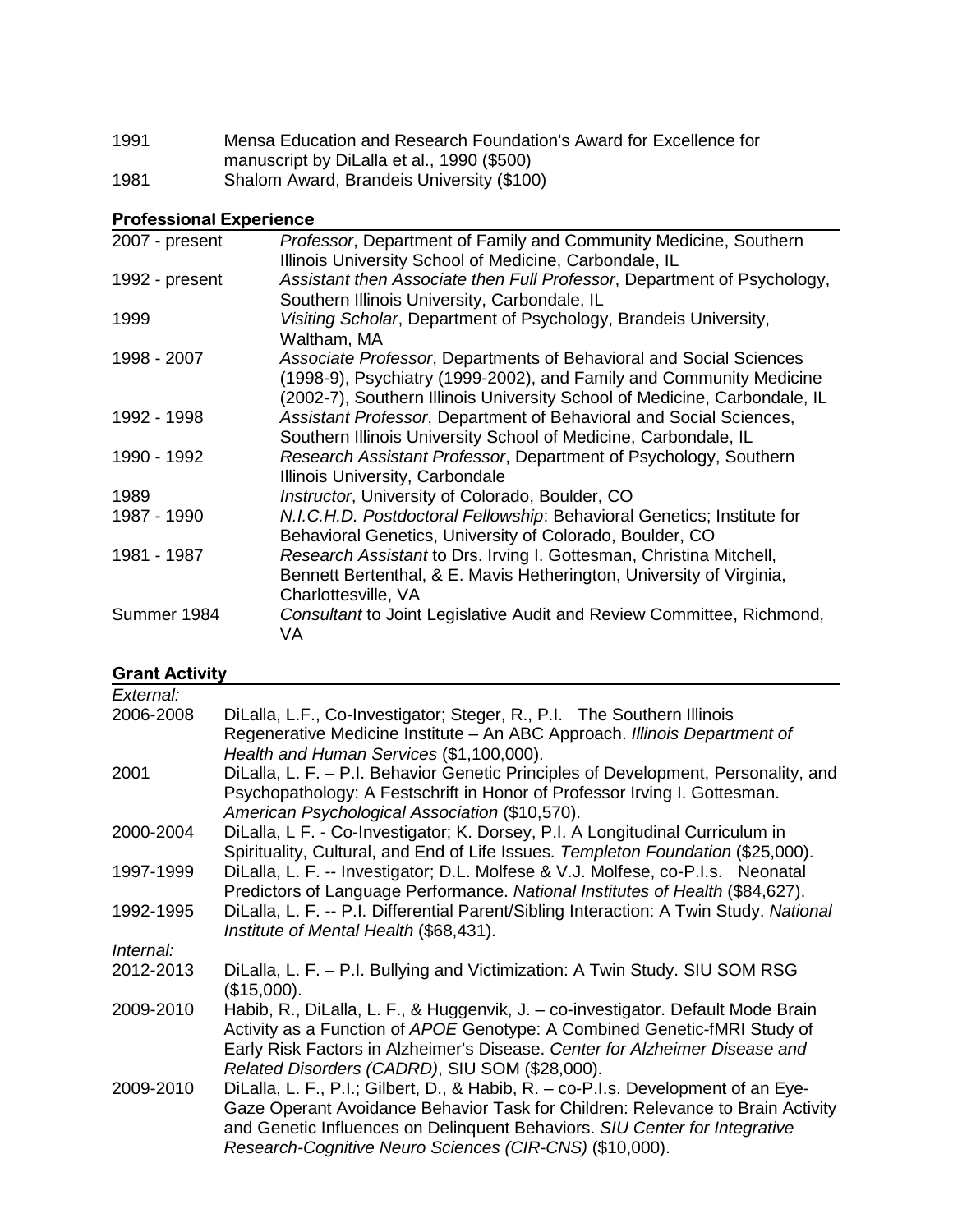| | |
|---|---|
| 1991 | Mensa Education and Research Foundation's Award for Excellence for manuscript by DiLalla et al., 1990 ($500) |
| 1981 | Shalom Award, Brandeis University ($100) |

## Professional Experience

| | |
|---|---|
| 2007 - present | *Professor*, Department of Family and Community Medicine, Southern Illinois University School of Medicine, Carbondale, IL |
| 1992 - present | *Assistant then Associate then Full Professor*, Department of Psychology, Southern Illinois University, Carbondale, IL |
| 1999 | *Visiting Scholar*, Department of Psychology, Brandeis University, Waltham, MA |
| 1998 - 2007 | *Associate Professor*, Departments of Behavioral and Social Sciences (1998-9), Psychiatry (1999-2002), and Family and Community Medicine (2002-7), Southern Illinois University School of Medicine, Carbondale, IL |
| 1992 - 1998 | *Assistant Professor*, Department of Behavioral and Social Sciences, Southern Illinois University School of Medicine, Carbondale, IL |
| 1990 - 1992 | *Research Assistant Professor*, Department of Psychology, Southern Illinois University, Carbondale |
| 1989 | *Instructor*, University of Colorado, Boulder, CO |
| 1987 - 1990 | *N.I.C.H.D. Postdoctoral Fellowship*: Behavioral Genetics; Institute for Behavioral Genetics, University of Colorado, Boulder, CO |
| 1981 - 1987 | *Research Assistant* to Drs. Irving I. Gottesman, Christina Mitchell, Bennett Bertenthal, & E. Mavis Hetherington, University of Virginia, Charlottesville, VA |
| Summer 1984 | *Consultant* to Joint Legislative Audit and Review Committee, Richmond, VA |

## Grant Activity

*External:*

| | |
|---|---|
| 2006-2008 | DiLalla, L.F., Co-Investigator; Steger, R., P.I. The Southern Illinois Regenerative Medicine Institute – An ABC Approach. *Illinois Department of Health and Human Services* ($1,100,000). |
| 2001 | DiLalla, L. F. – P.I. Behavior Genetic Principles of Development, Personality, and Psychopathology: A Festschrift in Honor of Professor Irving I. Gottesman. *American Psychological Association* ($10,570). |
| 2000-2004 | DiLalla, L F. - Co-Investigator; K. Dorsey, P.I. A Longitudinal Curriculum in Spirituality, Cultural, and End of Life Issues. *Templeton Foundation* ($25,000). |
| 1997-1999 | DiLalla, L. F. -- Investigator; D.L. Molfese & V.J. Molfese, co-P.I.s. Neonatal Predictors of Language Performance. *National Institutes of Health* ($84,627). |
| 1992-1995 | DiLalla, L. F. -- P.I. Differential Parent/Sibling Interaction: A Twin Study. *National Institute of Mental Health* ($68,431). |

*Internal:*

| | |
|---|---|
| 2012-2013 | DiLalla, L. F. – P.I. Bullying and Victimization: A Twin Study. SIU SOM RSG ($15,000). |
| 2009-2010 | Habib, R., DiLalla, L. F., & Huggenvik, J. – co-investigator. Default Mode Brain Activity as a Function of *APOE* Genotype: A Combined Genetic-fMRI Study of Early Risk Factors in Alzheimer's Disease. *Center for Alzheimer Disease and Related Disorders (CADRD)*, SIU SOM ($28,000). |
| 2009-2010 | DiLalla, L. F., P.I.; Gilbert, D., & Habib, R. – co-P.I.s. Development of an Eye-Gaze Operant Avoidance Behavior Task for Children: Relevance to Brain Activity and Genetic Influences on Delinquent Behaviors. *SIU Center for Integrative Research-Cognitive Neuro Sciences (CIR-CNS)* ($10,000). |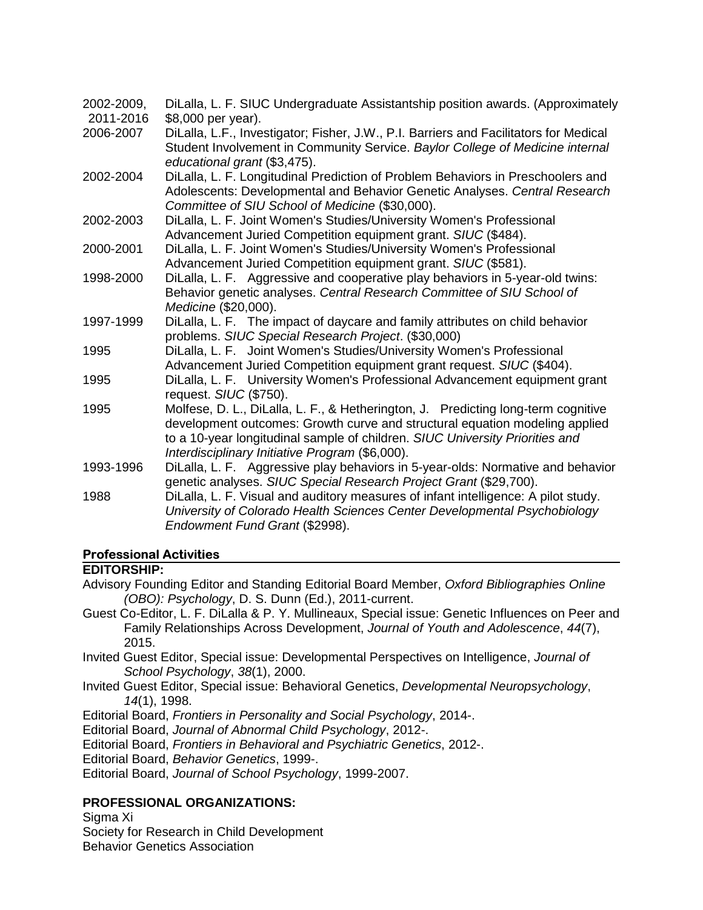2002-2009, 2011-2016 DiLalla, L. F. SIUC Undergraduate Assistantship position awards. (Approximately $8,000 per year).

2006-2007 DiLalla, L.F., Investigator; Fisher, J.W., P.I. Barriers and Facilitators for Medical Student Involvement in Community Service. *Baylor College of Medicine internal educational grant* ($3,475).

2002-2004 DiLalla, L. F. Longitudinal Prediction of Problem Behaviors in Preschoolers and Adolescents: Developmental and Behavior Genetic Analyses. *Central Research Committee of SIU School of Medicine* ($30,000).

2002-2003 DiLalla, L. F. Joint Women's Studies/University Women's Professional Advancement Juried Competition equipment grant. *SIUC* ($484).

2000-2001 DiLalla, L. F. Joint Women's Studies/University Women's Professional Advancement Juried Competition equipment grant. *SIUC* ($581).

1998-2000 DiLalla, L. F. Aggressive and cooperative play behaviors in 5-year-old twins: Behavior genetic analyses. *Central Research Committee of SIU School of Medicine* ($20,000).

1997-1999 DiLalla, L. F. The impact of daycare and family attributes on child behavior problems. *SIUC Special Research Project*. ($30,000)

1995 DiLalla, L. F. Joint Women's Studies/University Women's Professional Advancement Juried Competition equipment grant request. *SIUC* ($404).

1995 DiLalla, L. F. University Women's Professional Advancement equipment grant request. *SIUC* ($750).

1995 Molfese, D. L., DiLalla, L. F., & Hetherington, J. Predicting long-term cognitive development outcomes: Growth curve and structural equation modeling applied to a 10-year longitudinal sample of children. *SIUC University Priorities and Interdisciplinary Initiative Program* ($6,000).

1993-1996 DiLalla, L. F. Aggressive play behaviors in 5-year-olds: Normative and behavior genetic analyses. *SIUC Special Research Project Grant* ($29,700).

1988 DiLalla, L. F. Visual and auditory measures of infant intelligence: A pilot study. *University of Colorado Health Sciences Center Developmental Psychobiology Endowment Fund Grant* ($2998).

## Professional Activities

### EDITORSHIP:

Advisory Founding Editor and Standing Editorial Board Member, *Oxford Bibliographies Online (OBO): Psychology*, D. S. Dunn (Ed.), 2011-current.

Guest Co-Editor, L. F. DiLalla & P. Y. Mullineaux, Special issue: Genetic Influences on Peer and Family Relationships Across Development, *Journal of Youth and Adolescence*, *44*(7), 2015.

Invited Guest Editor, Special issue: Developmental Perspectives on Intelligence, *Journal of School Psychology*, *38*(1), 2000.

Invited Guest Editor, Special issue: Behavioral Genetics, *Developmental Neuropsychology*, *14*(1), 1998.

Editorial Board, *Frontiers in Personality and Social Psychology*, 2014-.

Editorial Board, *Journal of Abnormal Child Psychology*, 2012-.

Editorial Board, *Frontiers in Behavioral and Psychiatric Genetics*, 2012-.

Editorial Board, *Behavior Genetics*, 1999-.

Editorial Board, *Journal of School Psychology*, 1999-2007.

### PROFESSIONAL ORGANIZATIONS:

Sigma Xi

Society for Research in Child Development

Behavior Genetics Association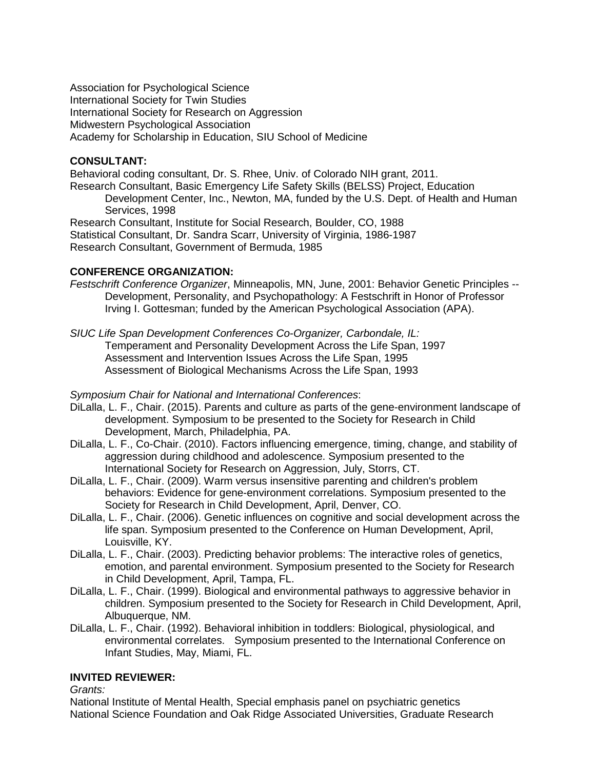Association for Psychological Science
International Society for Twin Studies
International Society for Research on Aggression
Midwestern Psychological Association
Academy for Scholarship in Education, SIU School of Medicine

**CONSULTANT:**

Behavioral coding consultant, Dr. S. Rhee, Univ. of Colorado NIH grant, 2011.
Research Consultant, Basic Emergency Life Safety Skills (BELSS) Project, Education Development Center, Inc., Newton, MA, funded by the U.S. Dept. of Health and Human Services, 1998
Research Consultant, Institute for Social Research, Boulder, CO, 1988
Statistical Consultant, Dr. Sandra Scarr, University of Virginia, 1986-1987
Research Consultant, Government of Bermuda, 1985

**CONFERENCE ORGANIZATION:**

*Festschrift Conference Organizer*, Minneapolis, MN, June, 2001: Behavior Genetic Principles -- Development, Personality, and Psychopathology: A Festschrift in Honor of Professor Irving I. Gottesman; funded by the American Psychological Association (APA).

*SIUC Life Span Development Conferences Co-Organizer, Carbondale, IL:*
Temperament and Personality Development Across the Life Span, 1997
Assessment and Intervention Issues Across the Life Span, 1995
Assessment of Biological Mechanisms Across the Life Span, 1993

*Symposium Chair for National and International Conferences*:

DiLalla, L. F., Chair. (2015). Parents and culture as parts of the gene-environment landscape of development. Symposium to be presented to the Society for Research in Child Development, March, Philadelphia, PA.

DiLalla, L. F., Co-Chair. (2010). Factors influencing emergence, timing, change, and stability of aggression during childhood and adolescence. Symposium presented to the International Society for Research on Aggression, July, Storrs, CT.

DiLalla, L. F., Chair. (2009). Warm versus insensitive parenting and children's problem behaviors: Evidence for gene-environment correlations. Symposium presented to the Society for Research in Child Development, April, Denver, CO.

DiLalla, L. F., Chair. (2006). Genetic influences on cognitive and social development across the life span. Symposium presented to the Conference on Human Development, April, Louisville, KY.

DiLalla, L. F., Chair. (2003). Predicting behavior problems: The interactive roles of genetics, emotion, and parental environment. Symposium presented to the Society for Research in Child Development, April, Tampa, FL.

DiLalla, L. F., Chair. (1999). Biological and environmental pathways to aggressive behavior in children. Symposium presented to the Society for Research in Child Development, April, Albuquerque, NM.

DiLalla, L. F., Chair. (1992). Behavioral inhibition in toddlers: Biological, physiological, and environmental correlates. Symposium presented to the International Conference on Infant Studies, May, Miami, FL.

**INVITED REVIEWER:**

*Grants:*

National Institute of Mental Health, Special emphasis panel on psychiatric genetics
National Science Foundation and Oak Ridge Associated Universities, Graduate Research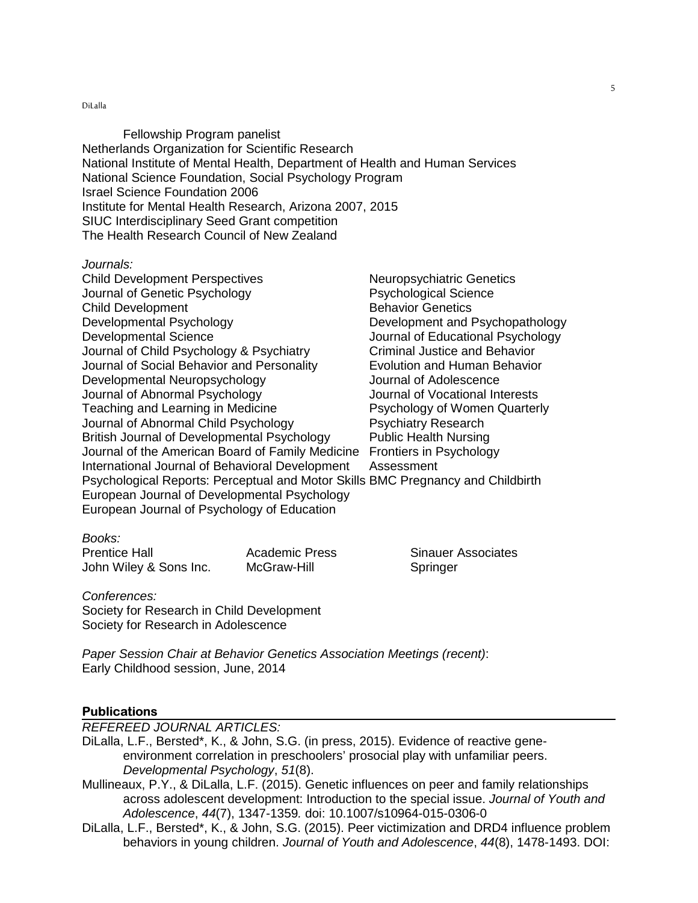Fellowship Program panelist
Netherlands Organization for Scientific Research
National Institute of Mental Health, Department of Health and Human Services
National Science Foundation, Social Psychology Program
Israel Science Foundation 2006
Institute for Mental Health Research, Arizona 2007, 2015
SIUC Interdisciplinary Seed Grant competition
The Health Research Council of New Zealand

*Journals:*

Child Development Perspectives
Journal of Genetic Psychology
Child Development
Developmental Psychology
Developmental Science
Journal of Child Psychology & Psychiatry
Journal of Social Behavior and Personality
Developmental Neuropsychology
Journal of Abnormal Psychology
Teaching and Learning in Medicine
Journal of Abnormal Child Psychology
British Journal of Developmental Psychology
Journal of the American Board of Family Medicine
International Journal of Behavioral Development
Psychological Reports: Perceptual and Motor Skills
European Journal of Developmental Psychology
European Journal of Psychology of Education
Neuropsychiatric Genetics
Psychological Science
Behavior Genetics
Development and Psychopathology
Journal of Educational Psychology
Criminal Justice and Behavior
Evolution and Human Behavior
Journal of Adolescence
Journal of Vocational Interests
Psychology of Women Quarterly
Psychiatry Research
Public Health Nursing
Frontiers in Psychology
Assessment
BMC Pregnancy and Childbirth

*Books:*

Prentice Hall
John Wiley & Sons Inc.
Academic Press
McGraw-Hill
Sinauer Associates
Springer

*Conferences:*

Society for Research in Child Development
Society for Research in Adolescence

*Paper Session Chair at Behavior Genetics Association Meetings (recent)*:
Early Childhood session, June, 2014

## Publications

*REFEREED JOURNAL ARTICLES:*

DiLalla, L.F., Bersted*, K., & John, S.G. (in press, 2015). Evidence of reactive gene-environment correlation in preschoolers' prosocial play with unfamiliar peers. *Developmental Psychology*, *51*(8).

Mullineaux, P.Y., & DiLalla, L.F. (2015). Genetic influences on peer and family relationships across adolescent development: Introduction to the special issue. *Journal of Youth and Adolescence*, *44*(7), 1347-1359*.* doi: 10.1007/s10964-015-0306-0

DiLalla, L.F., Bersted*, K., & John, S.G. (2015). Peer victimization and DRD4 influence problem behaviors in young children. *Journal of Youth and Adolescence*, *44*(8), 1478-1493. DOI: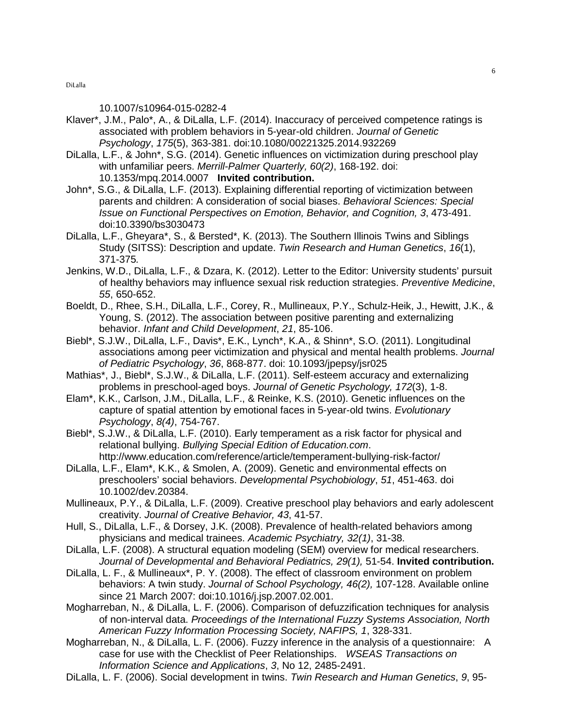10.1007/s10964-015-0282-4

Klaver*, J.M., Palo*, A., & DiLalla, L.F. (2014). Inaccuracy of perceived competence ratings is associated with problem behaviors in 5-year-old children. *Journal of Genetic Psychology*, *175*(5), 363-381. doi:10.1080/00221325.2014.932269

DiLalla, L.F., & John*, S.G. (2014). Genetic influences on victimization during preschool play with unfamiliar peers. *Merrill-Palmer Quarterly, 60(2)*, 168-192. doi: 10.1353/mpq.2014.0007 **Invited contribution.**

John*, S.G., & DiLalla, L.F. (2013). Explaining differential reporting of victimization between parents and children: A consideration of social biases. *Behavioral Sciences: Special Issue on Functional Perspectives on Emotion, Behavior, and Cognition, 3*, 473-491. doi:10.3390/bs3030473

DiLalla, L.F., Gheyara*, S., & Bersted*, K. (2013). The Southern Illinois Twins and Siblings Study (SITSS): Description and update. *Twin Research and Human Genetics*, *16*(1), 371-375.

Jenkins, W.D., DiLalla, L.F., & Dzara, K. (2012). Letter to the Editor: University students' pursuit of healthy behaviors may influence sexual risk reduction strategies. *Preventive Medicine*, *55*, 650-652.

Boeldt, D., Rhee, S.H., DiLalla, L.F., Corey, R., Mullineaux, P.Y., Schulz-Heik, J., Hewitt, J.K., & Young, S. (2012). The association between positive parenting and externalizing behavior. *Infant and Child Development*, *21*, 85-106.

Biebl*, S.J.W., DiLalla, L.F., Davis*, E.K., Lynch*, K.A., & Shinn*, S.O. (2011). Longitudinal associations among peer victimization and physical and mental health problems. *Journal of Pediatric Psychology*, *36*, 868-877. doi: 10.1093/jpepsy/jsr025

Mathias*, J., Biebl*, S.J.W., & DiLalla, L.F. (2011). Self-esteem accuracy and externalizing problems in preschool-aged boys. *Journal of Genetic Psychology, 172*(3), 1-8.

Elam*, K.K., Carlson, J.M., DiLalla, L.F., & Reinke, K.S. (2010). Genetic influences on the capture of spatial attention by emotional faces in 5-year-old twins. *Evolutionary Psychology*, *8(4)*, 754-767.

Biebl*, S.J.W., & DiLalla, L.F. (2010). Early temperament as a risk factor for physical and relational bullying. *Bullying Special Edition of Education.com*. http://www.education.com/reference/article/temperament-bullying-risk-factor/

DiLalla, L.F., Elam*, K.K., & Smolen, A. (2009). Genetic and environmental effects on preschoolers' social behaviors. *Developmental Psychobiology*, *51*, 451-463. doi 10.1002/dev.20384.

Mullineaux, P.Y., & DiLalla, L.F. (2009). Creative preschool play behaviors and early adolescent creativity. *Journal of Creative Behavior, 43*, 41-57.

Hull, S., DiLalla, L.F., & Dorsey, J.K. (2008). Prevalence of health-related behaviors among physicians and medical trainees. *Academic Psychiatry, 32(1)*, 31-38.

DiLalla, L.F. (2008). A structural equation modeling (SEM) overview for medical researchers. *Journal of Developmental and Behavioral Pediatrics, 29(1),* 51-54. **Invited contribution.**

DiLalla, L. F., & Mullineaux*, P. Y. (2008). The effect of classroom environment on problem behaviors: A twin study. *Journal of School Psychology, 46(2),* 107-128. Available online since 21 March 2007: doi:10.1016/j.jsp.2007.02.001.

Mogharreban, N., & DiLalla, L. F. (2006). Comparison of defuzzification techniques for analysis of non-interval data. *Proceedings of the International Fuzzy Systems Association, North American Fuzzy Information Processing Society, NAFIPS, 1*, 328-331.

Mogharreban, N., & DiLalla, L. F. (2006). Fuzzy inference in the analysis of a questionnaire: A case for use with the Checklist of Peer Relationships. *WSEAS Transactions on Information Science and Applications*, *3*, No 12, 2485-2491.

DiLalla, L. F. (2006). Social development in twins. *Twin Research and Human Genetics*, *9*, 95-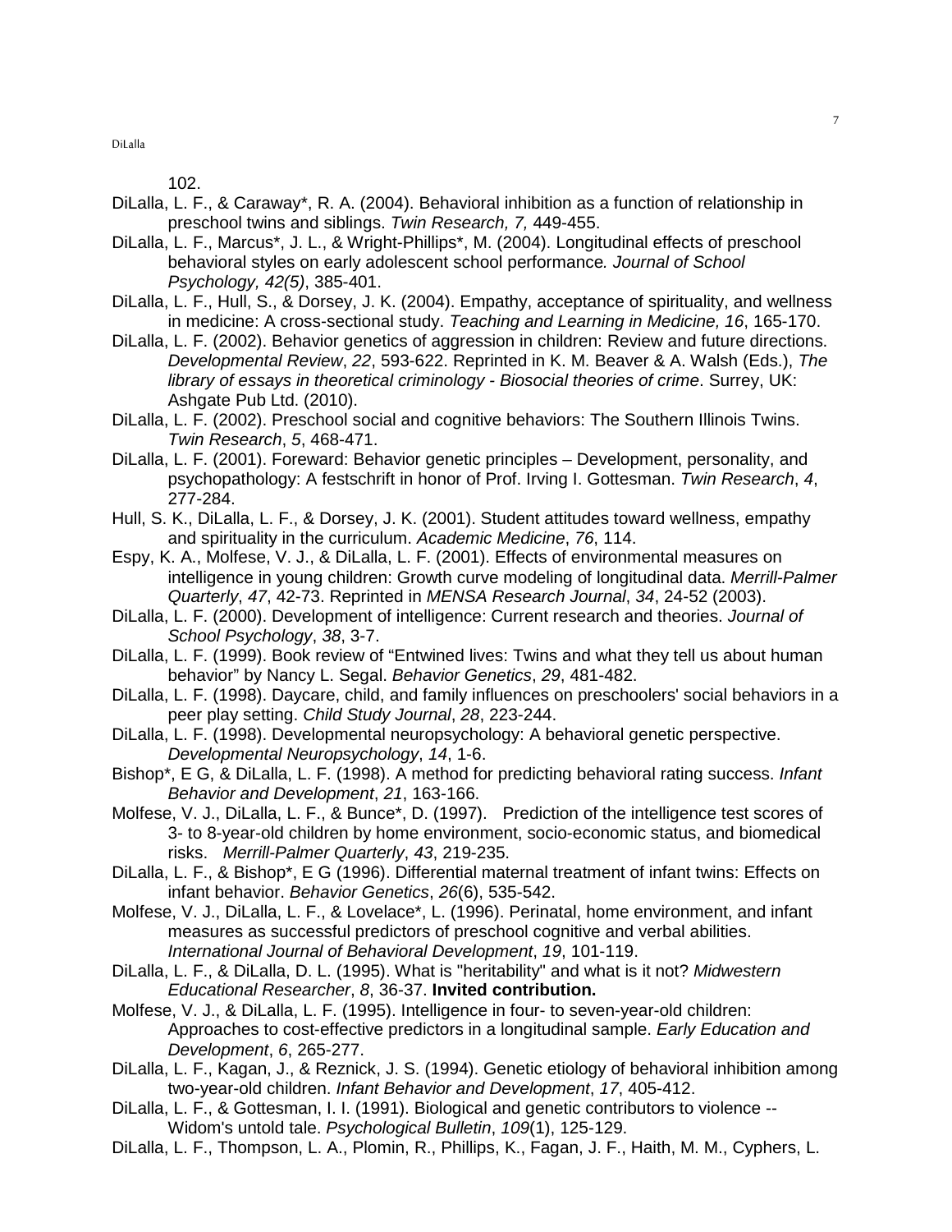102.

DiLalla, L. F., & Caraway*, R. A. (2004). Behavioral inhibition as a function of relationship in preschool twins and siblings. *Twin Research, 7,* 449-455.

DiLalla, L. F., Marcus*, J. L., & Wright-Phillips*, M. (2004). Longitudinal effects of preschool behavioral styles on early adolescent school performance*. Journal of School Psychology, 42(5)*, 385-401.

DiLalla, L. F., Hull, S., & Dorsey, J. K. (2004). Empathy, acceptance of spirituality, and wellness in medicine: A cross-sectional study. *Teaching and Learning in Medicine, 16*, 165-170.

DiLalla, L. F. (2002). Behavior genetics of aggression in children: Review and future directions. *Developmental Review*, *22*, 593-622. Reprinted in K. M. Beaver & A. Walsh (Eds.), *The library of essays in theoretical criminology - Biosocial theories of crime*. Surrey, UK: Ashgate Pub Ltd. (2010).

DiLalla, L. F. (2002). Preschool social and cognitive behaviors: The Southern Illinois Twins. *Twin Research*, *5*, 468-471.

DiLalla, L. F. (2001). Foreward: Behavior genetic principles – Development, personality, and psychopathology: A festschrift in honor of Prof. Irving I. Gottesman. *Twin Research*, *4*, 277-284.

Hull, S. K., DiLalla, L. F., & Dorsey, J. K. (2001). Student attitudes toward wellness, empathy and spirituality in the curriculum. *Academic Medicine*, *76*, 114.

Espy, K. A., Molfese, V. J., & DiLalla, L. F. (2001). Effects of environmental measures on intelligence in young children: Growth curve modeling of longitudinal data. *Merrill-Palmer Quarterly*, *47*, 42-73. Reprinted in *MENSA Research Journal*, *34*, 24-52 (2003).

DiLalla, L. F. (2000). Development of intelligence: Current research and theories. *Journal of School Psychology*, *38*, 3-7.

DiLalla, L. F. (1999). Book review of "Entwined lives: Twins and what they tell us about human behavior" by Nancy L. Segal. *Behavior Genetics*, *29*, 481-482.

DiLalla, L. F. (1998). Daycare, child, and family influences on preschoolers' social behaviors in a peer play setting. *Child Study Journal*, *28*, 223-244.

DiLalla, L. F. (1998). Developmental neuropsychology: A behavioral genetic perspective. *Developmental Neuropsychology*, *14*, 1-6.

Bishop*, E G, & DiLalla, L. F. (1998). A method for predicting behavioral rating success. *Infant Behavior and Development*, *21*, 163-166.

Molfese, V. J., DiLalla, L. F., & Bunce*, D. (1997). Prediction of the intelligence test scores of 3- to 8-year-old children by home environment, socio-economic status, and biomedical risks. *Merrill-Palmer Quarterly*, *43*, 219-235.

DiLalla, L. F., & Bishop*, E G (1996). Differential maternal treatment of infant twins: Effects on infant behavior. *Behavior Genetics*, *26*(6), 535-542.

Molfese, V. J., DiLalla, L. F., & Lovelace*, L. (1996). Perinatal, home environment, and infant measures as successful predictors of preschool cognitive and verbal abilities. *International Journal of Behavioral Development*, *19*, 101-119.

DiLalla, L. F., & DiLalla, D. L. (1995). What is "heritability" and what is it not? *Midwestern Educational Researcher*, *8*, 36-37. **Invited contribution.**

Molfese, V. J., & DiLalla, L. F. (1995). Intelligence in four- to seven-year-old children: Approaches to cost-effective predictors in a longitudinal sample. *Early Education and Development*, *6*, 265-277.

DiLalla, L. F., Kagan, J., & Reznick, J. S. (1994). Genetic etiology of behavioral inhibition among two-year-old children. *Infant Behavior and Development*, *17*, 405-412.

DiLalla, L. F., & Gottesman, I. I. (1991). Biological and genetic contributors to violence -- Widom's untold tale. *Psychological Bulletin*, *109*(1), 125-129.

DiLalla, L. F., Thompson, L. A., Plomin, R., Phillips, K., Fagan, J. F., Haith, M. M., Cyphers, L.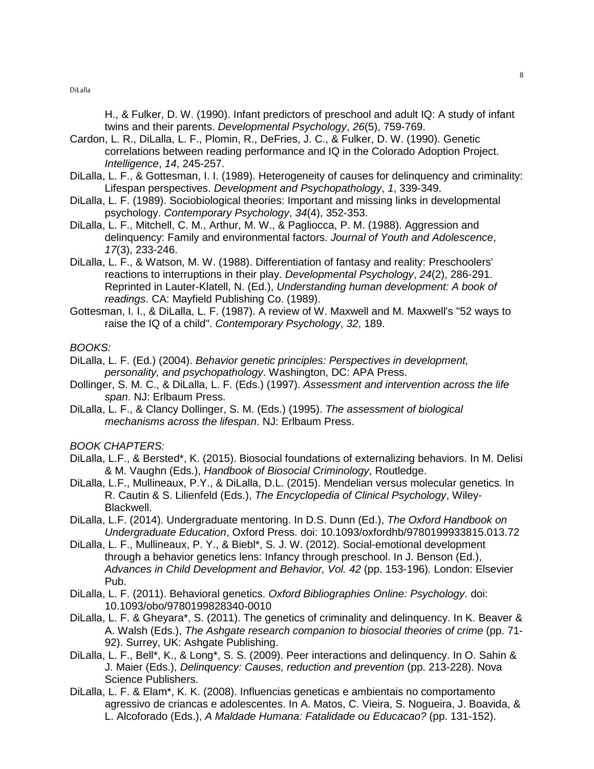H., & Fulker, D. W. (1990). Infant predictors of preschool and adult IQ: A study of infant twins and their parents. *Developmental Psychology*, *26*(5), 759-769.

Cardon, L. R., DiLalla, L. F., Plomin, R., DeFries, J. C., & Fulker, D. W. (1990). Genetic correlations between reading performance and IQ in the Colorado Adoption Project. *Intelligence*, *14*, 245-257.

DiLalla, L. F., & Gottesman, I. I. (1989). Heterogeneity of causes for delinquency and criminality: Lifespan perspectives. *Development and Psychopathology*, *1*, 339-349.

DiLalla, L. F. (1989). Sociobiological theories: Important and missing links in developmental psychology. *Contemporary Psychology*, *34*(4), 352-353.

DiLalla, L. F., Mitchell, C. M., Arthur, M. W., & Pagliocca, P. M. (1988). Aggression and delinquency: Family and environmental factors. *Journal of Youth and Adolescence*, *17*(3), 233-246.

DiLalla, L. F., & Watson, M. W. (1988). Differentiation of fantasy and reality: Preschoolers' reactions to interruptions in their play. *Developmental Psychology*, *24*(2), 286-291. Reprinted in Lauter-Klatell, N. (Ed.), *Understanding human development: A book of readings*. CA: Mayfield Publishing Co. (1989).

Gottesman, I. I., & DiLalla, L. F. (1987). A review of W. Maxwell and M. Maxwell's "52 ways to raise the IQ of a child". *Contemporary Psychology*, *32*, 189.

*BOOKS:*

DiLalla, L. F. (Ed.) (2004). *Behavior genetic principles: Perspectives in development, personality, and psychopathology*. Washington, DC: APA Press.

Dollinger, S. M. C., & DiLalla, L. F. (Eds.) (1997). *Assessment and intervention across the life span*. NJ: Erlbaum Press.

DiLalla, L. F., & Clancy Dollinger, S. M. (Eds.) (1995). *The assessment of biological mechanisms across the lifespan*. NJ: Erlbaum Press.

*BOOK CHAPTERS:*

DiLalla, L.F., & Bersted*, K. (2015). Biosocial foundations of externalizing behaviors. In M. Delisi & M. Vaughn (Eds.), *Handbook of Biosocial Criminology*, Routledge.

DiLalla, L.F., Mullineaux, P.Y., & DiLalla, D.L. (2015). Mendelian versus molecular genetics. In R. Cautin & S. Lilienfeld (Eds.), *The Encyclopedia of Clinical Psychology*, Wiley-Blackwell.

DiLalla, L.F. (2014). Undergraduate mentoring. In D.S. Dunn (Ed.), *The Oxford Handbook on Undergraduate Education*, Oxford Press. doi: 10.1093/oxfordhb/9780199933815.013.72

DiLalla, L. F., Mullineaux, P. Y., & Biebl*, S. J. W. (2012). Social-emotional development through a behavior genetics lens: Infancy through preschool. In J. Benson (Ed.), *Advances in Child Development and Behavior, Vol. 42* (pp. 153-196)*.* London: Elsevier Pub.

DiLalla, L. F. (2011). Behavioral genetics. *Oxford Bibliographies Online: Psychology*. doi: 10.1093/obo/9780199828340-0010

DiLalla, L. F. & Gheyara*, S. (2011). The genetics of criminality and delinquency. In K. Beaver & A. Walsh (Eds.), *The Ashgate research companion to biosocial theories of crime* (pp. 71-92). Surrey, UK: Ashgate Publishing.

DiLalla, L. F., Bell*, K., & Long*, S. S. (2009). Peer interactions and delinquency. In O. Sahin & J. Maier (Eds.), *Delinquency: Causes, reduction and prevention* (pp. 213-228). Nova Science Publishers.

DiLalla, L. F. & Elam*, K. K. (2008). Influencias geneticas e ambientais no comportamento agressivo de criancas e adolescentes. In A. Matos, C. Vieira, S. Nogueira, J. Boavida, & L. Alcoforado (Eds.), *A Maldade Humana: Fatalidade ou Educacao?* (pp. 131-152).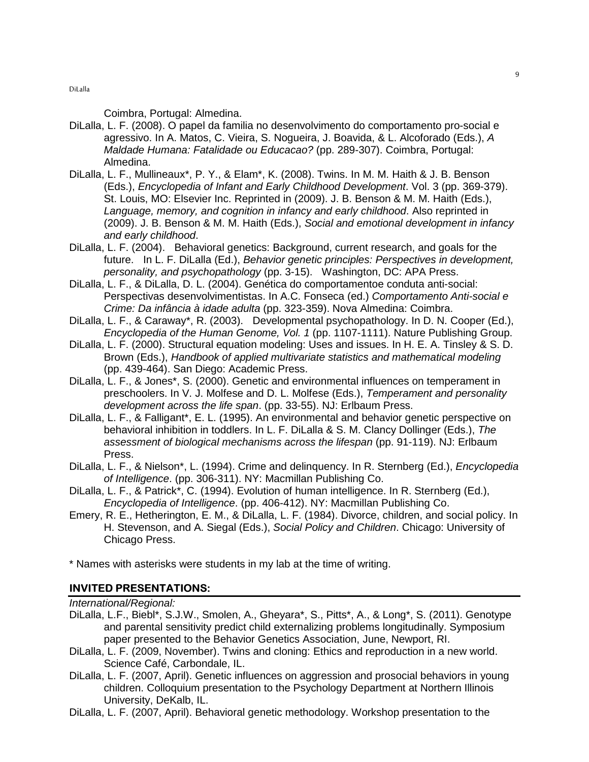Coimbra, Portugal: Almedina.

DiLalla, L. F. (2008). O papel da familia no desenvolvimento do comportamento pro-social e agressivo. In A. Matos, C. Vieira, S. Nogueira, J. Boavida, & L. Alcoforado (Eds.), *A Maldade Humana: Fatalidade ou Educacao?* (pp. 289-307). Coimbra, Portugal: Almedina.

DiLalla, L. F., Mullineaux*, P. Y., & Elam*, K. (2008). Twins. In M. M. Haith & J. B. Benson (Eds.), *Encyclopedia of Infant and Early Childhood Development*. Vol. 3 (pp. 369-379). St. Louis, MO: Elsevier Inc. Reprinted in (2009). J. B. Benson & M. M. Haith (Eds.), *Language, memory, and cognition in infancy and early childhood*. Also reprinted in (2009). J. B. Benson & M. M. Haith (Eds.), *Social and emotional development in infancy and early childhood*.

DiLalla, L. F. (2004). Behavioral genetics: Background, current research, and goals for the future. In L. F. DiLalla (Ed.), *Behavior genetic principles: Perspectives in development, personality, and psychopathology* (pp. 3-15). Washington, DC: APA Press.

DiLalla, L. F., & DiLalla, D. L. (2004). Genética do comportamentoe conduta anti-social: Perspectivas desenvolvimentistas. In A.C. Fonseca (ed.) *Comportamento Anti-social e Crime: Da infância à idade adulta* (pp. 323-359). Nova Almedina: Coimbra.

DiLalla, L. F., & Caraway*, R. (2003). Developmental psychopathology. In D. N. Cooper (Ed.), *Encyclopedia of the Human Genome, Vol. 1* (pp. 1107-1111). Nature Publishing Group.

DiLalla, L. F. (2000). Structural equation modeling: Uses and issues. In H. E. A. Tinsley & S. D. Brown (Eds.), *Handbook of applied multivariate statistics and mathematical modeling* (pp. 439-464). San Diego: Academic Press.

DiLalla, L. F., & Jones*, S. (2000). Genetic and environmental influences on temperament in preschoolers. In V. J. Molfese and D. L. Molfese (Eds.), *Temperament and personality development across the life span*. (pp. 33-55). NJ: Erlbaum Press.

DiLalla, L. F., & Falligant*, E. L. (1995). An environmental and behavior genetic perspective on behavioral inhibition in toddlers. In L. F. DiLalla & S. M. Clancy Dollinger (Eds.), *The assessment of biological mechanisms across the lifespan* (pp. 91-119). NJ: Erlbaum Press.

DiLalla, L. F., & Nielson*, L. (1994). Crime and delinquency. In R. Sternberg (Ed.), *Encyclopedia of Intelligence*. (pp. 306-311). NY: Macmillan Publishing Co.

DiLalla, L. F., & Patrick*, C. (1994). Evolution of human intelligence. In R. Sternberg (Ed.), *Encyclopedia of Intelligence*. (pp. 406-412). NY: Macmillan Publishing Co.

Emery, R. E., Hetherington, E. M., & DiLalla, L. F. (1984). Divorce, children, and social policy. In H. Stevenson, and A. Siegal (Eds.), *Social Policy and Children*. Chicago: University of Chicago Press.

* Names with asterisks were students in my lab at the time of writing.

## INVITED PRESENTATIONS:

*International/Regional:*

DiLalla, L.F., Biebl*, S.J.W., Smolen, A., Gheyara*, S., Pitts*, A., & Long*, S. (2011). Genotype and parental sensitivity predict child externalizing problems longitudinally. Symposium paper presented to the Behavior Genetics Association, June, Newport, RI.

DiLalla, L. F. (2009, November). Twins and cloning: Ethics and reproduction in a new world. Science Café, Carbondale, IL.

DiLalla, L. F. (2007, April). Genetic influences on aggression and prosocial behaviors in young children. Colloquium presentation to the Psychology Department at Northern Illinois University, DeKalb, IL.

DiLalla, L. F. (2007, April). Behavioral genetic methodology. Workshop presentation to the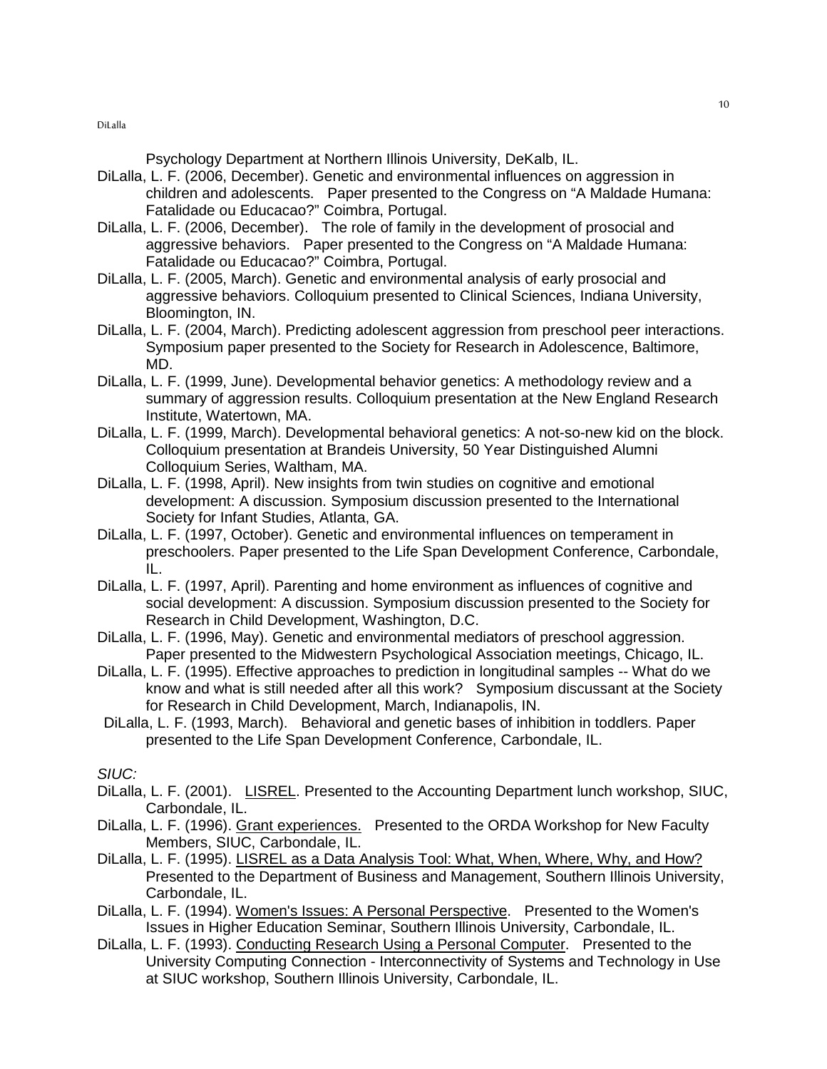Psychology Department at Northern Illinois University, DeKalb, IL.

DiLalla, L. F. (2006, December). Genetic and environmental influences on aggression in children and adolescents. Paper presented to the Congress on "A Maldade Humana: Fatalidade ou Educacao?" Coimbra, Portugal.

DiLalla, L. F. (2006, December). The role of family in the development of prosocial and aggressive behaviors. Paper presented to the Congress on "A Maldade Humana: Fatalidade ou Educacao?" Coimbra, Portugal.

DiLalla, L. F. (2005, March). Genetic and environmental analysis of early prosocial and aggressive behaviors. Colloquium presented to Clinical Sciences, Indiana University, Bloomington, IN.

DiLalla, L. F. (2004, March). Predicting adolescent aggression from preschool peer interactions. Symposium paper presented to the Society for Research in Adolescence, Baltimore, MD.

DiLalla, L. F. (1999, June). Developmental behavior genetics: A methodology review and a summary of aggression results. Colloquium presentation at the New England Research Institute, Watertown, MA.

DiLalla, L. F. (1999, March). Developmental behavioral genetics: A not-so-new kid on the block. Colloquium presentation at Brandeis University, 50 Year Distinguished Alumni Colloquium Series, Waltham, MA.

DiLalla, L. F. (1998, April). New insights from twin studies on cognitive and emotional development: A discussion. Symposium discussion presented to the International Society for Infant Studies, Atlanta, GA.

DiLalla, L. F. (1997, October). Genetic and environmental influences on temperament in preschoolers. Paper presented to the Life Span Development Conference, Carbondale, IL.

DiLalla, L. F. (1997, April). Parenting and home environment as influences of cognitive and social development: A discussion. Symposium discussion presented to the Society for Research in Child Development, Washington, D.C.

DiLalla, L. F. (1996, May). Genetic and environmental mediators of preschool aggression. Paper presented to the Midwestern Psychological Association meetings, Chicago, IL.

DiLalla, L. F. (1995). Effective approaches to prediction in longitudinal samples -- What do we know and what is still needed after all this work? Symposium discussant at the Society for Research in Child Development, March, Indianapolis, IN.

DiLalla, L. F. (1993, March). Behavioral and genetic bases of inhibition in toddlers. Paper presented to the Life Span Development Conference, Carbondale, IL.

*SIUC:*

DiLalla, L. F. (2001). LISREL. Presented to the Accounting Department lunch workshop, SIUC, Carbondale, IL.

DiLalla, L. F. (1996). Grant experiences. Presented to the ORDA Workshop for New Faculty Members, SIUC, Carbondale, IL.

DiLalla, L. F. (1995). LISREL as a Data Analysis Tool: What, When, Where, Why, and How? Presented to the Department of Business and Management, Southern Illinois University, Carbondale, IL.

DiLalla, L. F. (1994). Women's Issues: A Personal Perspective. Presented to the Women's Issues in Higher Education Seminar, Southern Illinois University, Carbondale, IL.

DiLalla, L. F. (1993). Conducting Research Using a Personal Computer. Presented to the University Computing Connection - Interconnectivity of Systems and Technology in Use at SIUC workshop, Southern Illinois University, Carbondale, IL.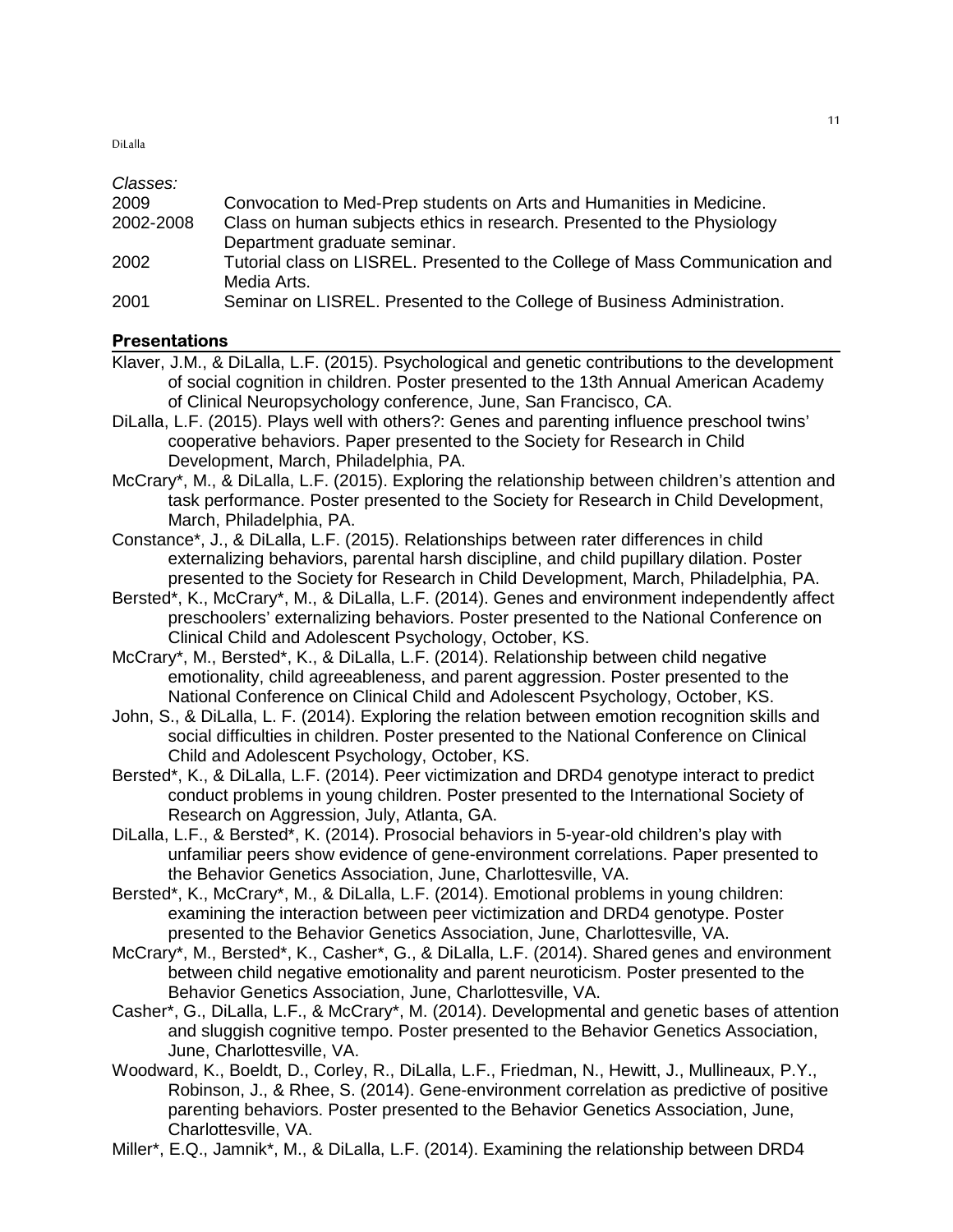*Classes:*

| | |
|---|---|
| 2009 | Convocation to Med-Prep students on Arts and Humanities in Medicine. |
| 2002-2008 | Class on human subjects ethics in research. Presented to the Physiology Department graduate seminar. |
| 2002 | Tutorial class on LISREL. Presented to the College of Mass Communication and Media Arts. |
| 2001 | Seminar on LISREL. Presented to the College of Business Administration. |

## Presentations

Klaver, J.M., & DiLalla, L.F. (2015). Psychological and genetic contributions to the development of social cognition in children. Poster presented to the 13th Annual American Academy of Clinical Neuropsychology conference, June, San Francisco, CA.

DiLalla, L.F. (2015). Plays well with others?: Genes and parenting influence preschool twins' cooperative behaviors. Paper presented to the Society for Research in Child Development, March, Philadelphia, PA.

McCrary*, M., & DiLalla, L.F. (2015). Exploring the relationship between children's attention and task performance. Poster presented to the Society for Research in Child Development, March, Philadelphia, PA.

Constance*, J., & DiLalla, L.F. (2015). Relationships between rater differences in child externalizing behaviors, parental harsh discipline, and child pupillary dilation. Poster presented to the Society for Research in Child Development, March, Philadelphia, PA.

Bersted*, K., McCrary*, M., & DiLalla, L.F. (2014). Genes and environment independently affect preschoolers' externalizing behaviors. Poster presented to the National Conference on Clinical Child and Adolescent Psychology, October, KS.

McCrary*, M., Bersted*, K., & DiLalla, L.F. (2014). Relationship between child negative emotionality, child agreeableness, and parent aggression. Poster presented to the National Conference on Clinical Child and Adolescent Psychology, October, KS.

John, S., & DiLalla, L. F. (2014). Exploring the relation between emotion recognition skills and social difficulties in children. Poster presented to the National Conference on Clinical Child and Adolescent Psychology, October, KS.

Bersted*, K., & DiLalla, L.F. (2014). Peer victimization and DRD4 genotype interact to predict conduct problems in young children. Poster presented to the International Society of Research on Aggression, July, Atlanta, GA.

DiLalla, L.F., & Bersted*, K. (2014). Prosocial behaviors in 5-year-old children's play with unfamiliar peers show evidence of gene-environment correlations. Paper presented to the Behavior Genetics Association, June, Charlottesville, VA.

Bersted*, K., McCrary*, M., & DiLalla, L.F. (2014). Emotional problems in young children: examining the interaction between peer victimization and DRD4 genotype. Poster presented to the Behavior Genetics Association, June, Charlottesville, VA.

McCrary*, M., Bersted*, K., Casher*, G., & DiLalla, L.F. (2014). Shared genes and environment between child negative emotionality and parent neuroticism. Poster presented to the Behavior Genetics Association, June, Charlottesville, VA.

Casher*, G., DiLalla, L.F., & McCrary*, M. (2014). Developmental and genetic bases of attention and sluggish cognitive tempo. Poster presented to the Behavior Genetics Association, June, Charlottesville, VA.

Woodward, K., Boeldt, D., Corley, R., DiLalla, L.F., Friedman, N., Hewitt, J., Mullineaux, P.Y., Robinson, J., & Rhee, S. (2014). Gene-environment correlation as predictive of positive parenting behaviors. Poster presented to the Behavior Genetics Association, June, Charlottesville, VA.

Miller*, E.Q., Jamnik*, M., & DiLalla, L.F. (2014). Examining the relationship between DRD4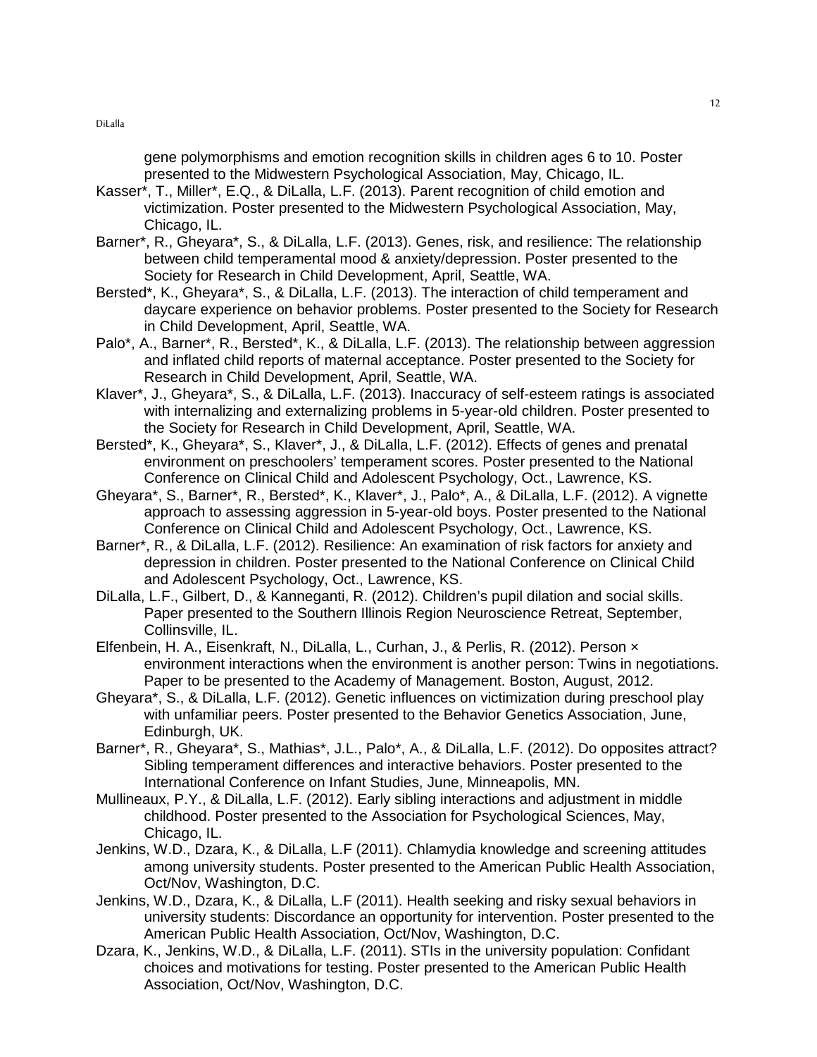gene polymorphisms and emotion recognition skills in children ages 6 to 10. Poster presented to the Midwestern Psychological Association, May, Chicago, IL.

Kasser*, T., Miller*, E.Q., & DiLalla, L.F. (2013). Parent recognition of child emotion and victimization. Poster presented to the Midwestern Psychological Association, May, Chicago, IL.

Barner*, R., Gheyara*, S., & DiLalla, L.F. (2013). Genes, risk, and resilience: The relationship between child temperamental mood & anxiety/depression. Poster presented to the Society for Research in Child Development, April, Seattle, WA.

Bersted*, K., Gheyara*, S., & DiLalla, L.F. (2013). The interaction of child temperament and daycare experience on behavior problems. Poster presented to the Society for Research in Child Development, April, Seattle, WA.

Palo*, A., Barner*, R., Bersted*, K., & DiLalla, L.F. (2013). The relationship between aggression and inflated child reports of maternal acceptance. Poster presented to the Society for Research in Child Development, April, Seattle, WA.

Klaver*, J., Gheyara*, S., & DiLalla, L.F. (2013). Inaccuracy of self-esteem ratings is associated with internalizing and externalizing problems in 5-year-old children. Poster presented to the Society for Research in Child Development, April, Seattle, WA.

Bersted*, K., Gheyara*, S., Klaver*, J., & DiLalla, L.F. (2012). Effects of genes and prenatal environment on preschoolers' temperament scores. Poster presented to the National Conference on Clinical Child and Adolescent Psychology, Oct., Lawrence, KS.

Gheyara*, S., Barner*, R., Bersted*, K., Klaver*, J., Palo*, A., & DiLalla, L.F. (2012). A vignette approach to assessing aggression in 5-year-old boys. Poster presented to the National Conference on Clinical Child and Adolescent Psychology, Oct., Lawrence, KS.

Barner*, R., & DiLalla, L.F. (2012). Resilience: An examination of risk factors for anxiety and depression in children. Poster presented to the National Conference on Clinical Child and Adolescent Psychology, Oct., Lawrence, KS.

DiLalla, L.F., Gilbert, D., & Kanneganti, R. (2012). Children's pupil dilation and social skills. Paper presented to the Southern Illinois Region Neuroscience Retreat, September, Collinsville, IL.

Elfenbein, H. A., Eisenkraft, N., DiLalla, L., Curhan, J., & Perlis, R. (2012). Person × environment interactions when the environment is another person: Twins in negotiations. Paper to be presented to the Academy of Management. Boston, August, 2012.

Gheyara*, S., & DiLalla, L.F. (2012). Genetic influences on victimization during preschool play with unfamiliar peers. Poster presented to the Behavior Genetics Association, June, Edinburgh, UK.

Barner*, R., Gheyara*, S., Mathias*, J.L., Palo*, A., & DiLalla, L.F. (2012). Do opposites attract? Sibling temperament differences and interactive behaviors. Poster presented to the International Conference on Infant Studies, June, Minneapolis, MN.

Mullineaux, P.Y., & DiLalla, L.F. (2012). Early sibling interactions and adjustment in middle childhood. Poster presented to the Association for Psychological Sciences, May, Chicago, IL.

Jenkins, W.D., Dzara, K., & DiLalla, L.F (2011). Chlamydia knowledge and screening attitudes among university students. Poster presented to the American Public Health Association, Oct/Nov, Washington, D.C.

Jenkins, W.D., Dzara, K., & DiLalla, L.F (2011). Health seeking and risky sexual behaviors in university students: Discordance an opportunity for intervention. Poster presented to the American Public Health Association, Oct/Nov, Washington, D.C.

Dzara, K., Jenkins, W.D., & DiLalla, L.F. (2011). STIs in the university population: Confidant choices and motivations for testing. Poster presented to the American Public Health Association, Oct/Nov, Washington, D.C.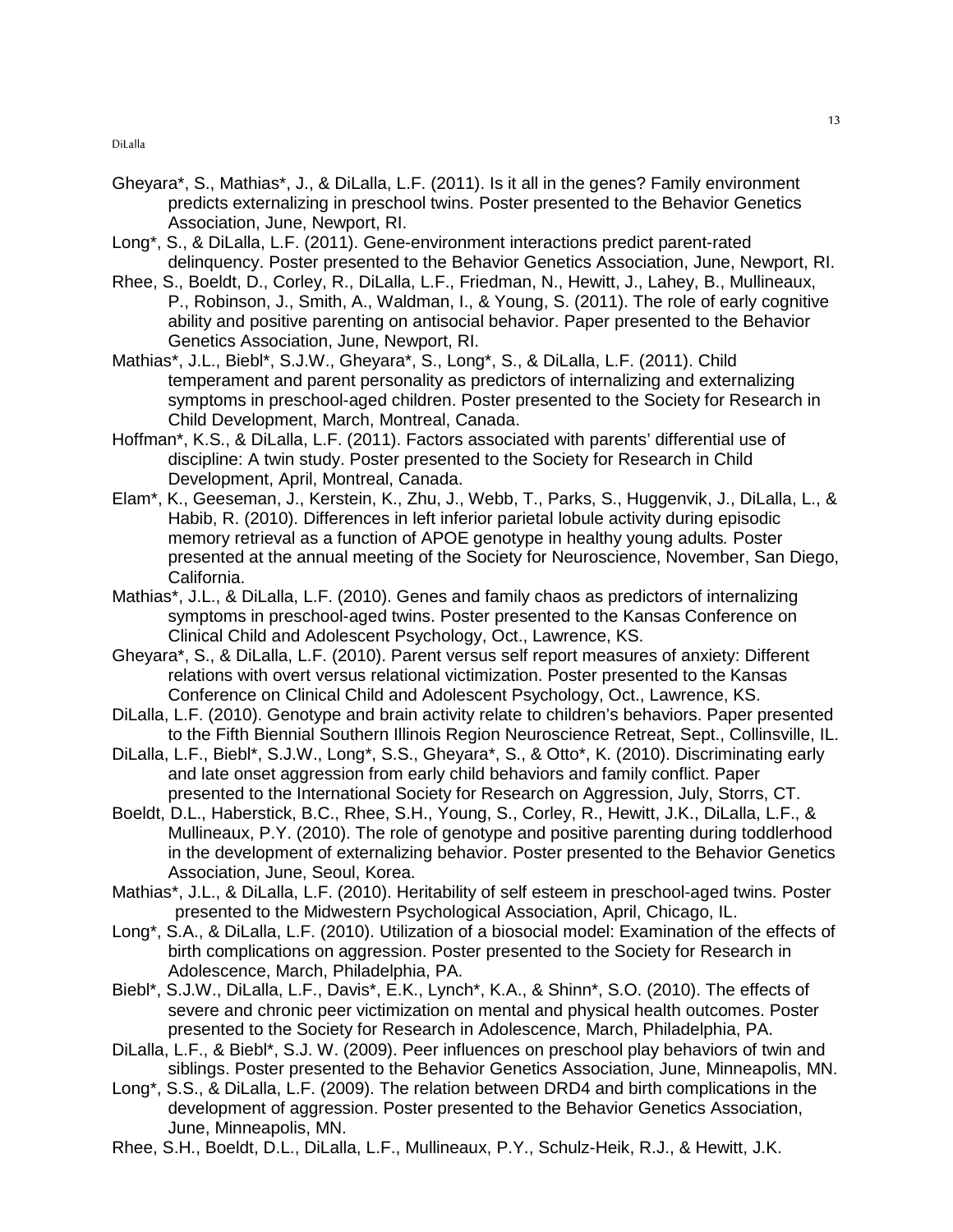Gheyara*, S., Mathias*, J., & DiLalla, L.F. (2011). Is it all in the genes? Family environment predicts externalizing in preschool twins. Poster presented to the Behavior Genetics Association, June, Newport, RI.

Long*, S., & DiLalla, L.F. (2011). Gene-environment interactions predict parent-rated delinquency. Poster presented to the Behavior Genetics Association, June, Newport, RI.

Rhee, S., Boeldt, D., Corley, R., DiLalla, L.F., Friedman, N., Hewitt, J., Lahey, B., Mullineaux, P., Robinson, J., Smith, A., Waldman, I., & Young, S. (2011). The role of early cognitive ability and positive parenting on antisocial behavior. Paper presented to the Behavior Genetics Association, June, Newport, RI.

Mathias*, J.L., Biebl*, S.J.W., Gheyara*, S., Long*, S., & DiLalla, L.F. (2011). Child temperament and parent personality as predictors of internalizing and externalizing symptoms in preschool-aged children. Poster presented to the Society for Research in Child Development, March, Montreal, Canada.

Hoffman*, K.S., & DiLalla, L.F. (2011). Factors associated with parents' differential use of discipline: A twin study. Poster presented to the Society for Research in Child Development, April, Montreal, Canada.

Elam*, K., Geeseman, J., Kerstein, K., Zhu, J., Webb, T., Parks, S., Huggenvik, J., DiLalla, L., & Habib, R. (2010). Differences in left inferior parietal lobule activity during episodic memory retrieval as a function of APOE genotype in healthy young adults*.* Poster presented at the annual meeting of the Society for Neuroscience, November, San Diego, California.

Mathias*, J.L., & DiLalla, L.F. (2010). Genes and family chaos as predictors of internalizing symptoms in preschool-aged twins. Poster presented to the Kansas Conference on Clinical Child and Adolescent Psychology, Oct., Lawrence, KS.

Gheyara*, S., & DiLalla, L.F. (2010). Parent versus self report measures of anxiety: Different relations with overt versus relational victimization. Poster presented to the Kansas Conference on Clinical Child and Adolescent Psychology, Oct., Lawrence, KS.

DiLalla, L.F. (2010). Genotype and brain activity relate to children's behaviors. Paper presented to the Fifth Biennial Southern Illinois Region Neuroscience Retreat, Sept., Collinsville, IL.

DiLalla, L.F., Biebl*, S.J.W., Long*, S.S., Gheyara*, S., & Otto*, K. (2010). Discriminating early and late onset aggression from early child behaviors and family conflict. Paper presented to the International Society for Research on Aggression, July, Storrs, CT.

Boeldt, D.L., Haberstick, B.C., Rhee, S.H., Young, S., Corley, R., Hewitt, J.K., DiLalla, L.F., & Mullineaux, P.Y. (2010). The role of genotype and positive parenting during toddlerhood in the development of externalizing behavior. Poster presented to the Behavior Genetics Association, June, Seoul, Korea.

Mathias*, J.L., & DiLalla, L.F. (2010). Heritability of self esteem in preschool-aged twins. Poster presented to the Midwestern Psychological Association, April, Chicago, IL.

Long*, S.A., & DiLalla, L.F. (2010). Utilization of a biosocial model: Examination of the effects of birth complications on aggression. Poster presented to the Society for Research in Adolescence, March, Philadelphia, PA.

Biebl*, S.J.W., DiLalla, L.F., Davis*, E.K., Lynch*, K.A., & Shinn*, S.O. (2010). The effects of severe and chronic peer victimization on mental and physical health outcomes. Poster presented to the Society for Research in Adolescence, March, Philadelphia, PA.

DiLalla, L.F., & Biebl*, S.J. W. (2009). Peer influences on preschool play behaviors of twin and siblings. Poster presented to the Behavior Genetics Association, June, Minneapolis, MN.

Long*, S.S., & DiLalla, L.F. (2009). The relation between DRD4 and birth complications in the development of aggression. Poster presented to the Behavior Genetics Association, June, Minneapolis, MN.

Rhee, S.H., Boeldt, D.L., DiLalla, L.F., Mullineaux, P.Y., Schulz-Heik, R.J., & Hewitt, J.K.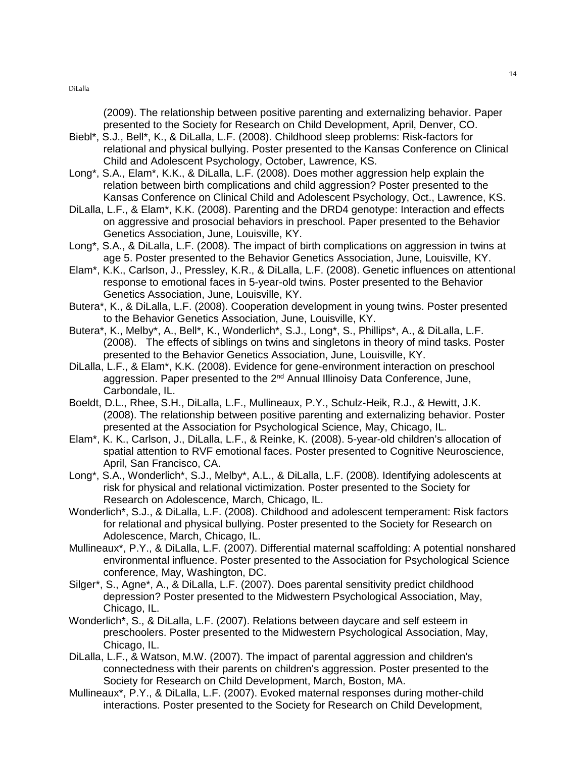(2009). The relationship between positive parenting and externalizing behavior. Paper presented to the Society for Research on Child Development, April, Denver, CO.

Biebl*, S.J., Bell*, K., & DiLalla, L.F. (2008). Childhood sleep problems: Risk-factors for relational and physical bullying. Poster presented to the Kansas Conference on Clinical Child and Adolescent Psychology, October, Lawrence, KS.

Long*, S.A., Elam*, K.K., & DiLalla, L.F. (2008). Does mother aggression help explain the relation between birth complications and child aggression? Poster presented to the Kansas Conference on Clinical Child and Adolescent Psychology, Oct., Lawrence, KS.

DiLalla, L.F., & Elam*, K.K. (2008). Parenting and the DRD4 genotype: Interaction and effects on aggressive and prosocial behaviors in preschool. Paper presented to the Behavior Genetics Association, June, Louisville, KY.

Long*, S.A., & DiLalla, L.F. (2008). The impact of birth complications on aggression in twins at age 5. Poster presented to the Behavior Genetics Association, June, Louisville, KY.

Elam*, K.K., Carlson, J., Pressley, K.R., & DiLalla, L.F. (2008). Genetic influences on attentional response to emotional faces in 5-year-old twins. Poster presented to the Behavior Genetics Association, June, Louisville, KY.

Butera*, K., & DiLalla, L.F. (2008). Cooperation development in young twins. Poster presented to the Behavior Genetics Association, June, Louisville, KY.

Butera*, K., Melby*, A., Bell*, K., Wonderlich*, S.J., Long*, S., Phillips*, A., & DiLalla, L.F. (2008). The effects of siblings on twins and singletons in theory of mind tasks. Poster presented to the Behavior Genetics Association, June, Louisville, KY.

DiLalla, L.F., & Elam*, K.K. (2008). Evidence for gene-environment interaction on preschool aggression. Paper presented to the 2nd Annual Illinoisy Data Conference, June, Carbondale, IL.

Boeldt, D.L., Rhee, S.H., DiLalla, L.F., Mullineaux, P.Y., Schulz-Heik, R.J., & Hewitt, J.K. (2008). The relationship between positive parenting and externalizing behavior. Poster presented at the Association for Psychological Science, May, Chicago, IL.

Elam*, K. K., Carlson, J., DiLalla, L.F., & Reinke, K. (2008). 5-year-old children's allocation of spatial attention to RVF emotional faces. Poster presented to Cognitive Neuroscience, April, San Francisco, CA.

Long*, S.A., Wonderlich*, S.J., Melby*, A.L., & DiLalla, L.F. (2008). Identifying adolescents at risk for physical and relational victimization. Poster presented to the Society for Research on Adolescence, March, Chicago, IL.

Wonderlich*, S.J., & DiLalla, L.F. (2008). Childhood and adolescent temperament: Risk factors for relational and physical bullying. Poster presented to the Society for Research on Adolescence, March, Chicago, IL.

Mullineaux*, P.Y., & DiLalla, L.F. (2007). Differential maternal scaffolding: A potential nonshared environmental influence. Poster presented to the Association for Psychological Science conference, May, Washington, DC.

Silger*, S., Agne*, A., & DiLalla, L.F. (2007). Does parental sensitivity predict childhood depression? Poster presented to the Midwestern Psychological Association, May, Chicago, IL.

Wonderlich*, S., & DiLalla, L.F. (2007). Relations between daycare and self esteem in preschoolers. Poster presented to the Midwestern Psychological Association, May, Chicago, IL.

DiLalla, L.F., & Watson, M.W. (2007). The impact of parental aggression and children's connectedness with their parents on children's aggression. Poster presented to the Society for Research on Child Development, March, Boston, MA.

Mullineaux*, P.Y., & DiLalla, L.F. (2007). Evoked maternal responses during mother-child interactions. Poster presented to the Society for Research on Child Development,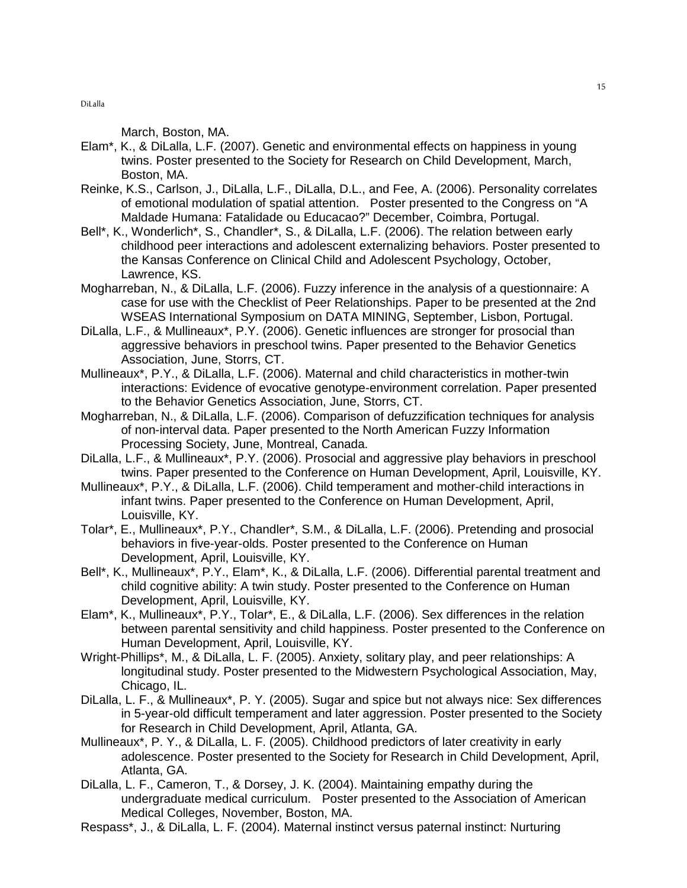March, Boston, MA.

Elam*, K., & DiLalla, L.F. (2007). Genetic and environmental effects on happiness in young twins. Poster presented to the Society for Research on Child Development, March, Boston, MA.

Reinke, K.S., Carlson, J., DiLalla, L.F., DiLalla, D.L., and Fee, A. (2006). Personality correlates of emotional modulation of spatial attention. Poster presented to the Congress on "A Maldade Humana: Fatalidade ou Educacao?" December, Coimbra, Portugal.

Bell*, K., Wonderlich*, S., Chandler*, S., & DiLalla, L.F. (2006). The relation between early childhood peer interactions and adolescent externalizing behaviors. Poster presented to the Kansas Conference on Clinical Child and Adolescent Psychology, October, Lawrence, KS.

Mogharreban, N., & DiLalla, L.F. (2006). Fuzzy inference in the analysis of a questionnaire: A case for use with the Checklist of Peer Relationships. Paper to be presented at the 2nd WSEAS International Symposium on DATA MINING, September, Lisbon, Portugal.

DiLalla, L.F., & Mullineaux*, P.Y. (2006). Genetic influences are stronger for prosocial than aggressive behaviors in preschool twins. Paper presented to the Behavior Genetics Association, June, Storrs, CT.

Mullineaux*, P.Y., & DiLalla, L.F. (2006). Maternal and child characteristics in mother-twin interactions: Evidence of evocative genotype-environment correlation. Paper presented to the Behavior Genetics Association, June, Storrs, CT.

Mogharreban, N., & DiLalla, L.F. (2006). Comparison of defuzzification techniques for analysis of non-interval data. Paper presented to the North American Fuzzy Information Processing Society, June, Montreal, Canada.

DiLalla, L.F., & Mullineaux*, P.Y. (2006). Prosocial and aggressive play behaviors in preschool twins. Paper presented to the Conference on Human Development, April, Louisville, KY.

Mullineaux*, P.Y., & DiLalla, L.F. (2006). Child temperament and mother-child interactions in infant twins. Paper presented to the Conference on Human Development, April, Louisville, KY.

Tolar*, E., Mullineaux*, P.Y., Chandler*, S.M., & DiLalla, L.F. (2006). Pretending and prosocial behaviors in five-year-olds. Poster presented to the Conference on Human Development, April, Louisville, KY.

Bell*, K., Mullineaux*, P.Y., Elam*, K., & DiLalla, L.F. (2006). Differential parental treatment and child cognitive ability: A twin study. Poster presented to the Conference on Human Development, April, Louisville, KY.

Elam*, K., Mullineaux*, P.Y., Tolar*, E., & DiLalla, L.F. (2006). Sex differences in the relation between parental sensitivity and child happiness. Poster presented to the Conference on Human Development, April, Louisville, KY.

Wright-Phillips*, M., & DiLalla, L. F. (2005). Anxiety, solitary play, and peer relationships: A longitudinal study. Poster presented to the Midwestern Psychological Association, May, Chicago, IL.

DiLalla, L. F., & Mullineaux*, P. Y. (2005). Sugar and spice but not always nice: Sex differences in 5-year-old difficult temperament and later aggression. Poster presented to the Society for Research in Child Development, April, Atlanta, GA.

Mullineaux*, P. Y., & DiLalla, L. F. (2005). Childhood predictors of later creativity in early adolescence. Poster presented to the Society for Research in Child Development, April, Atlanta, GA.

DiLalla, L. F., Cameron, T., & Dorsey, J. K. (2004). Maintaining empathy during the undergraduate medical curriculum. Poster presented to the Association of American Medical Colleges, November, Boston, MA.

Respass*, J., & DiLalla, L. F. (2004). Maternal instinct versus paternal instinct: Nurturing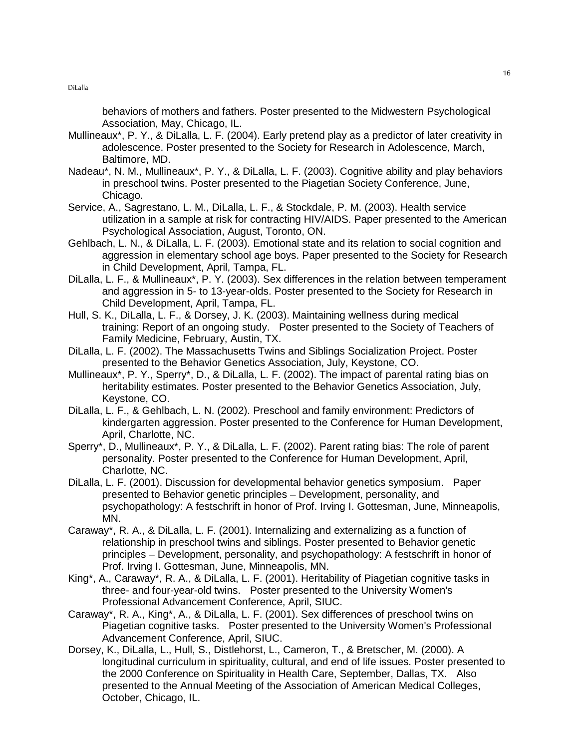behaviors of mothers and fathers. Poster presented to the Midwestern Psychological Association, May, Chicago, IL.

Mullineaux*, P. Y., & DiLalla, L. F. (2004). Early pretend play as a predictor of later creativity in adolescence. Poster presented to the Society for Research in Adolescence, March, Baltimore, MD.

Nadeau*, N. M., Mullineaux*, P. Y., & DiLalla, L. F. (2003). Cognitive ability and play behaviors in preschool twins. Poster presented to the Piagetian Society Conference, June, Chicago.

Service, A., Sagrestano, L. M., DiLalla, L. F., & Stockdale, P. M. (2003). Health service utilization in a sample at risk for contracting HIV/AIDS. Paper presented to the American Psychological Association, August, Toronto, ON.

Gehlbach, L. N., & DiLalla, L. F. (2003). Emotional state and its relation to social cognition and aggression in elementary school age boys. Paper presented to the Society for Research in Child Development, April, Tampa, FL.

DiLalla, L. F., & Mullineaux*, P. Y. (2003). Sex differences in the relation between temperament and aggression in 5- to 13-year-olds. Poster presented to the Society for Research in Child Development, April, Tampa, FL.

Hull, S. K., DiLalla, L. F., & Dorsey, J. K. (2003). Maintaining wellness during medical training: Report of an ongoing study. Poster presented to the Society of Teachers of Family Medicine, February, Austin, TX.

DiLalla, L. F. (2002). The Massachusetts Twins and Siblings Socialization Project. Poster presented to the Behavior Genetics Association, July, Keystone, CO.

Mullineaux*, P. Y., Sperry*, D., & DiLalla, L. F. (2002). The impact of parental rating bias on heritability estimates. Poster presented to the Behavior Genetics Association, July, Keystone, CO.

DiLalla, L. F., & Gehlbach, L. N. (2002). Preschool and family environment: Predictors of kindergarten aggression. Poster presented to the Conference for Human Development, April, Charlotte, NC.

Sperry*, D., Mullineaux*, P. Y., & DiLalla, L. F. (2002). Parent rating bias: The role of parent personality. Poster presented to the Conference for Human Development, April, Charlotte, NC.

DiLalla, L. F. (2001). Discussion for developmental behavior genetics symposium. Paper presented to Behavior genetic principles – Development, personality, and psychopathology: A festschrift in honor of Prof. Irving I. Gottesman, June, Minneapolis, MN.

Caraway*, R. A., & DiLalla, L. F. (2001). Internalizing and externalizing as a function of relationship in preschool twins and siblings. Poster presented to Behavior genetic principles – Development, personality, and psychopathology: A festschrift in honor of Prof. Irving I. Gottesman, June, Minneapolis, MN.

King*, A., Caraway*, R. A., & DiLalla, L. F. (2001). Heritability of Piagetian cognitive tasks in three- and four-year-old twins. Poster presented to the University Women's Professional Advancement Conference, April, SIUC.

Caraway*, R. A., King*, A., & DiLalla, L. F. (2001). Sex differences of preschool twins on Piagetian cognitive tasks. Poster presented to the University Women's Professional Advancement Conference, April, SIUC.

Dorsey, K., DiLalla, L., Hull, S., Distlehorst, L., Cameron, T., & Bretscher, M. (2000). A longitudinal curriculum in spirituality, cultural, and end of life issues. Poster presented to the 2000 Conference on Spirituality in Health Care, September, Dallas, TX. Also presented to the Annual Meeting of the Association of American Medical Colleges, October, Chicago, IL.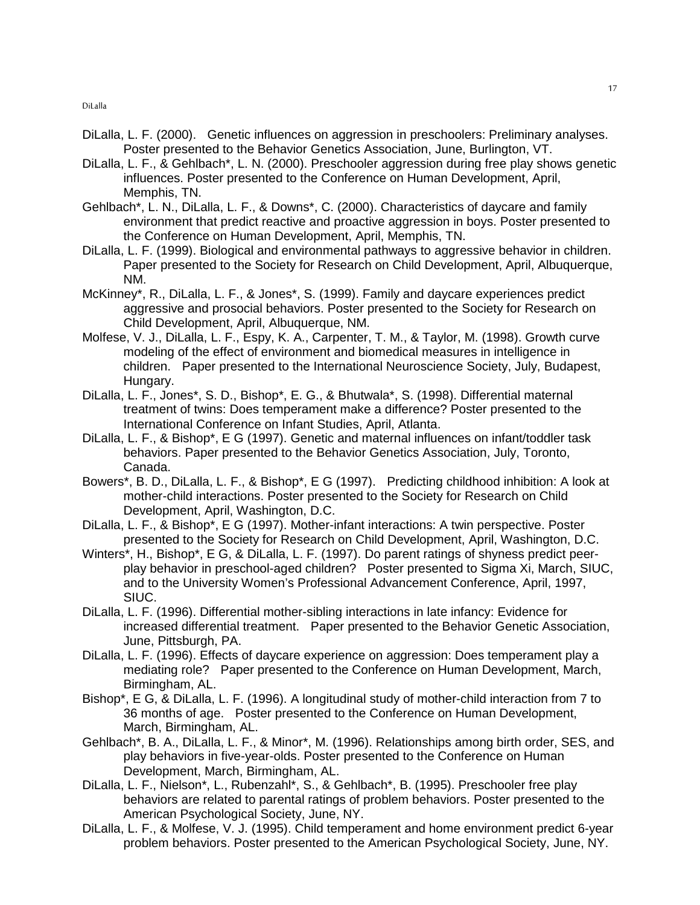DiLalla, L. F. (2000). Genetic influences on aggression in preschoolers: Preliminary analyses. Poster presented to the Behavior Genetics Association, June, Burlington, VT.

DiLalla, L. F., & Gehlbach*, L. N. (2000). Preschooler aggression during free play shows genetic influences. Poster presented to the Conference on Human Development, April, Memphis, TN.

Gehlbach*, L. N., DiLalla, L. F., & Downs*, C. (2000). Characteristics of daycare and family environment that predict reactive and proactive aggression in boys. Poster presented to the Conference on Human Development, April, Memphis, TN.

DiLalla, L. F. (1999). Biological and environmental pathways to aggressive behavior in children. Paper presented to the Society for Research on Child Development, April, Albuquerque, NM.

McKinney*, R., DiLalla, L. F., & Jones*, S. (1999). Family and daycare experiences predict aggressive and prosocial behaviors. Poster presented to the Society for Research on Child Development, April, Albuquerque, NM.

Molfese, V. J., DiLalla, L. F., Espy, K. A., Carpenter, T. M., & Taylor, M. (1998). Growth curve modeling of the effect of environment and biomedical measures in intelligence in children. Paper presented to the International Neuroscience Society, July, Budapest, Hungary.

DiLalla, L. F., Jones*, S. D., Bishop*, E. G., & Bhutwala*, S. (1998). Differential maternal treatment of twins: Does temperament make a difference? Poster presented to the International Conference on Infant Studies, April, Atlanta.

DiLalla, L. F., & Bishop*, E G (1997). Genetic and maternal influences on infant/toddler task behaviors. Paper presented to the Behavior Genetics Association, July, Toronto, Canada.

Bowers*, B. D., DiLalla, L. F., & Bishop*, E G (1997). Predicting childhood inhibition: A look at mother-child interactions. Poster presented to the Society for Research on Child Development, April, Washington, D.C.

DiLalla, L. F., & Bishop*, E G (1997). Mother-infant interactions: A twin perspective. Poster presented to the Society for Research on Child Development, April, Washington, D.C.

Winters*, H., Bishop*, E G, & DiLalla, L. F. (1997). Do parent ratings of shyness predict peer-play behavior in preschool-aged children? Poster presented to Sigma Xi, March, SIUC, and to the University Women's Professional Advancement Conference, April, 1997, SIUC.

DiLalla, L. F. (1996). Differential mother-sibling interactions in late infancy: Evidence for increased differential treatment. Paper presented to the Behavior Genetic Association, June, Pittsburgh, PA.

DiLalla, L. F. (1996). Effects of daycare experience on aggression: Does temperament play a mediating role? Paper presented to the Conference on Human Development, March, Birmingham, AL.

Bishop*, E G, & DiLalla, L. F. (1996). A longitudinal study of mother-child interaction from 7 to 36 months of age. Poster presented to the Conference on Human Development, March, Birmingham, AL.

Gehlbach*, B. A., DiLalla, L. F., & Minor*, M. (1996). Relationships among birth order, SES, and play behaviors in five-year-olds. Poster presented to the Conference on Human Development, March, Birmingham, AL.

DiLalla, L. F., Nielson*, L., Rubenzahl*, S., & Gehlbach*, B. (1995). Preschooler free play behaviors are related to parental ratings of problem behaviors. Poster presented to the American Psychological Society, June, NY.

DiLalla, L. F., & Molfese, V. J. (1995). Child temperament and home environment predict 6-year problem behaviors. Poster presented to the American Psychological Society, June, NY.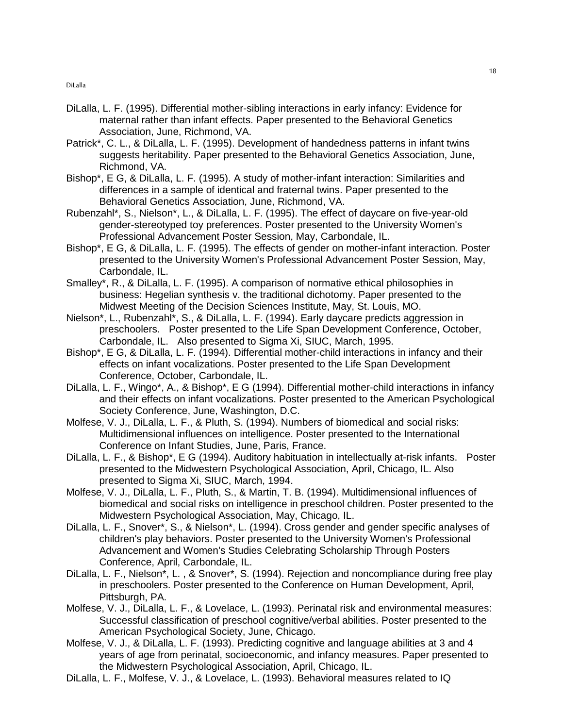DiLalla, L. F. (1995). Differential mother-sibling interactions in early infancy: Evidence for maternal rather than infant effects. Paper presented to the Behavioral Genetics Association, June, Richmond, VA.

Patrick*, C. L., & DiLalla, L. F. (1995). Development of handedness patterns in infant twins suggests heritability. Paper presented to the Behavioral Genetics Association, June, Richmond, VA.

Bishop*, E G, & DiLalla, L. F. (1995). A study of mother-infant interaction: Similarities and differences in a sample of identical and fraternal twins. Paper presented to the Behavioral Genetics Association, June, Richmond, VA.

Rubenzahl*, S., Nielson*, L., & DiLalla, L. F. (1995). The effect of daycare on five-year-old gender-stereotyped toy preferences. Poster presented to the University Women's Professional Advancement Poster Session, May, Carbondale, IL.

Bishop*, E G, & DiLalla, L. F. (1995). The effects of gender on mother-infant interaction. Poster presented to the University Women's Professional Advancement Poster Session, May, Carbondale, IL.

Smalley*, R., & DiLalla, L. F. (1995). A comparison of normative ethical philosophies in business: Hegelian synthesis v. the traditional dichotomy. Paper presented to the Midwest Meeting of the Decision Sciences Institute, May, St. Louis, MO.

Nielson*, L., Rubenzahl*, S., & DiLalla, L. F. (1994). Early daycare predicts aggression in preschoolers. Poster presented to the Life Span Development Conference, October, Carbondale, IL. Also presented to Sigma Xi, SIUC, March, 1995.

Bishop*, E G, & DiLalla, L. F. (1994). Differential mother-child interactions in infancy and their effects on infant vocalizations. Poster presented to the Life Span Development Conference, October, Carbondale, IL.

DiLalla, L. F., Wingo*, A., & Bishop*, E G (1994). Differential mother-child interactions in infancy and their effects on infant vocalizations. Poster presented to the American Psychological Society Conference, June, Washington, D.C.

Molfese, V. J., DiLalla, L. F., & Pluth, S. (1994). Numbers of biomedical and social risks: Multidimensional influences on intelligence. Poster presented to the International Conference on Infant Studies, June, Paris, France.

DiLalla, L. F., & Bishop*, E G (1994). Auditory habituation in intellectually at-risk infants. Poster presented to the Midwestern Psychological Association, April, Chicago, IL. Also presented to Sigma Xi, SIUC, March, 1994.

Molfese, V. J., DiLalla, L. F., Pluth, S., & Martin, T. B. (1994). Multidimensional influences of biomedical and social risks on intelligence in preschool children. Poster presented to the Midwestern Psychological Association, May, Chicago, IL.

DiLalla, L. F., Snover*, S., & Nielson*, L. (1994). Cross gender and gender specific analyses of children's play behaviors. Poster presented to the University Women's Professional Advancement and Women's Studies Celebrating Scholarship Through Posters Conference, April, Carbondale, IL.

DiLalla, L. F., Nielson*, L. , & Snover*, S. (1994). Rejection and noncompliance during free play in preschoolers. Poster presented to the Conference on Human Development, April, Pittsburgh, PA.

Molfese, V. J., DiLalla, L. F., & Lovelace, L. (1993). Perinatal risk and environmental measures: Successful classification of preschool cognitive/verbal abilities. Poster presented to the American Psychological Society, June, Chicago.

Molfese, V. J., & DiLalla, L. F. (1993). Predicting cognitive and language abilities at 3 and 4 years of age from perinatal, socioeconomic, and infancy measures. Paper presented to the Midwestern Psychological Association, April, Chicago, IL.

DiLalla, L. F., Molfese, V. J., & Lovelace, L. (1993). Behavioral measures related to IQ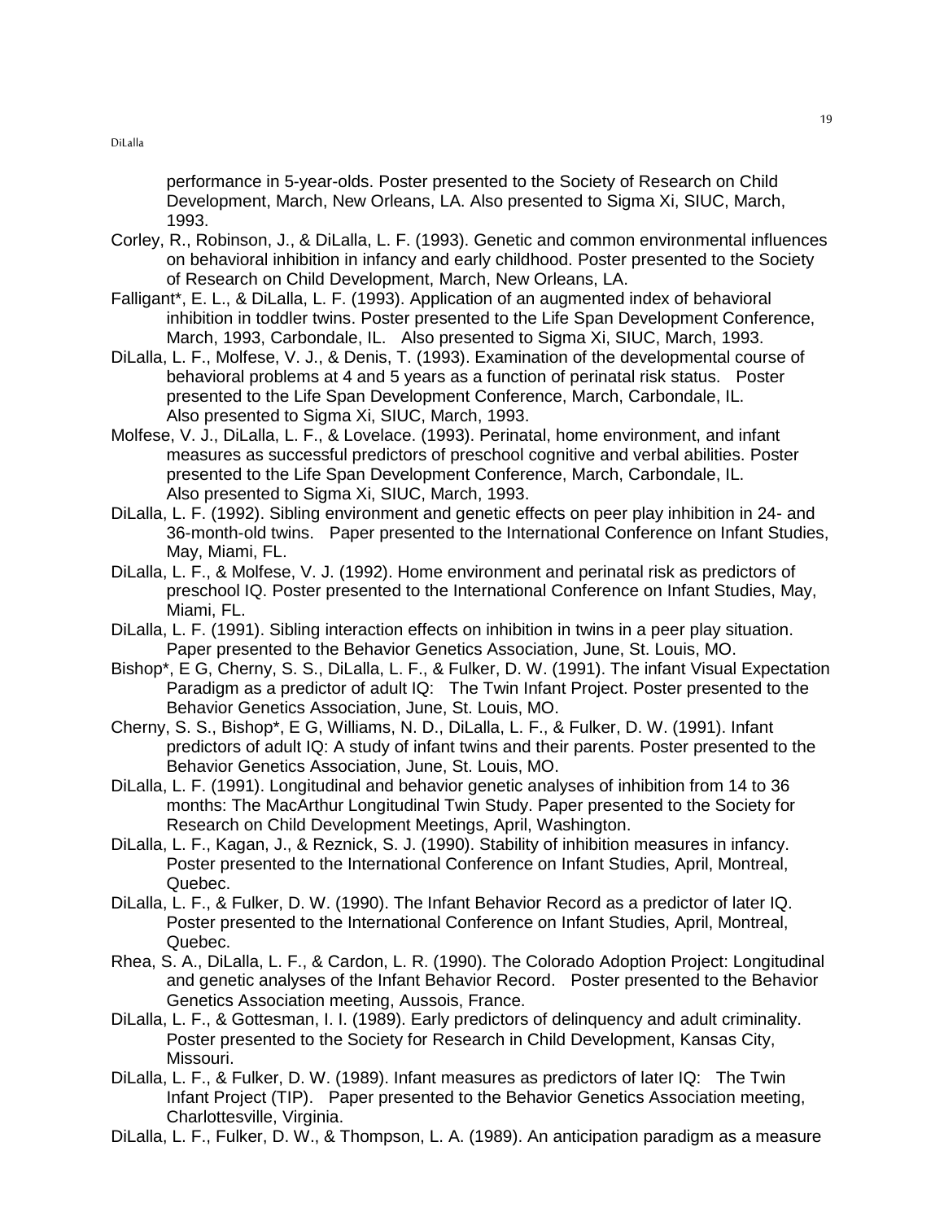performance in 5-year-olds. Poster presented to the Society of Research on Child Development, March, New Orleans, LA. Also presented to Sigma Xi, SIUC, March, 1993.

Corley, R., Robinson, J., & DiLalla, L. F. (1993). Genetic and common environmental influences on behavioral inhibition in infancy and early childhood. Poster presented to the Society of Research on Child Development, March, New Orleans, LA.

Falligant*, E. L., & DiLalla, L. F. (1993). Application of an augmented index of behavioral inhibition in toddler twins. Poster presented to the Life Span Development Conference, March, 1993, Carbondale, IL. Also presented to Sigma Xi, SIUC, March, 1993.

DiLalla, L. F., Molfese, V. J., & Denis, T. (1993). Examination of the developmental course of behavioral problems at 4 and 5 years as a function of perinatal risk status. Poster presented to the Life Span Development Conference, March, Carbondale, IL. Also presented to Sigma Xi, SIUC, March, 1993.

Molfese, V. J., DiLalla, L. F., & Lovelace. (1993). Perinatal, home environment, and infant measures as successful predictors of preschool cognitive and verbal abilities. Poster presented to the Life Span Development Conference, March, Carbondale, IL. Also presented to Sigma Xi, SIUC, March, 1993.

DiLalla, L. F. (1992). Sibling environment and genetic effects on peer play inhibition in 24- and 36-month-old twins. Paper presented to the International Conference on Infant Studies, May, Miami, FL.

DiLalla, L. F., & Molfese, V. J. (1992). Home environment and perinatal risk as predictors of preschool IQ. Poster presented to the International Conference on Infant Studies, May, Miami, FL.

DiLalla, L. F. (1991). Sibling interaction effects on inhibition in twins in a peer play situation. Paper presented to the Behavior Genetics Association, June, St. Louis, MO.

Bishop*, E G, Cherny, S. S., DiLalla, L. F., & Fulker, D. W. (1991). The infant Visual Expectation Paradigm as a predictor of adult IQ: The Twin Infant Project. Poster presented to the Behavior Genetics Association, June, St. Louis, MO.

Cherny, S. S., Bishop*, E G, Williams, N. D., DiLalla, L. F., & Fulker, D. W. (1991). Infant predictors of adult IQ: A study of infant twins and their parents. Poster presented to the Behavior Genetics Association, June, St. Louis, MO.

DiLalla, L. F. (1991). Longitudinal and behavior genetic analyses of inhibition from 14 to 36 months: The MacArthur Longitudinal Twin Study. Paper presented to the Society for Research on Child Development Meetings, April, Washington.

DiLalla, L. F., Kagan, J., & Reznick, S. J. (1990). Stability of inhibition measures in infancy. Poster presented to the International Conference on Infant Studies, April, Montreal, Quebec.

DiLalla, L. F., & Fulker, D. W. (1990). The Infant Behavior Record as a predictor of later IQ. Poster presented to the International Conference on Infant Studies, April, Montreal, Quebec.

Rhea, S. A., DiLalla, L. F., & Cardon, L. R. (1990). The Colorado Adoption Project: Longitudinal and genetic analyses of the Infant Behavior Record. Poster presented to the Behavior Genetics Association meeting, Aussois, France.

DiLalla, L. F., & Gottesman, I. I. (1989). Early predictors of delinquency and adult criminality. Poster presented to the Society for Research in Child Development, Kansas City, Missouri.

DiLalla, L. F., & Fulker, D. W. (1989). Infant measures as predictors of later IQ: The Twin Infant Project (TIP). Paper presented to the Behavior Genetics Association meeting, Charlottesville, Virginia.

DiLalla, L. F., Fulker, D. W., & Thompson, L. A. (1989). An anticipation paradigm as a measure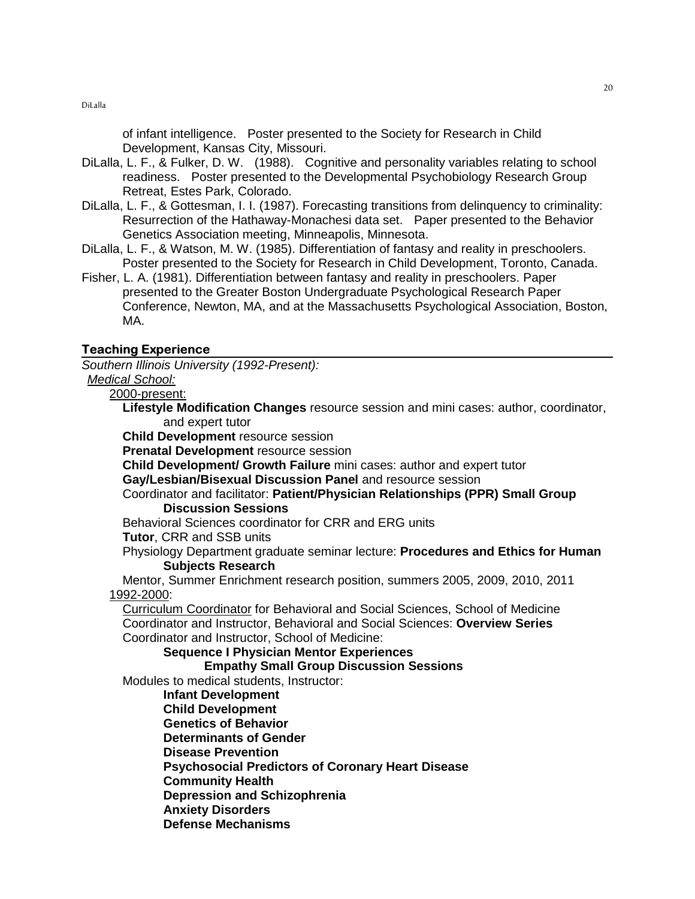of infant intelligence. Poster presented to the Society for Research in Child Development, Kansas City, Missouri.

DiLalla, L. F., & Fulker, D. W. (1988). Cognitive and personality variables relating to school readiness. Poster presented to the Developmental Psychobiology Research Group Retreat, Estes Park, Colorado.

DiLalla, L. F., & Gottesman, I. I. (1987). Forecasting transitions from delinquency to criminality: Resurrection of the Hathaway-Monachesi data set. Paper presented to the Behavior Genetics Association meeting, Minneapolis, Minnesota.

DiLalla, L. F., & Watson, M. W. (1985). Differentiation of fantasy and reality in preschoolers. Poster presented to the Society for Research in Child Development, Toronto, Canada.

Fisher, L. A. (1981). Differentiation between fantasy and reality in preschoolers. Paper presented to the Greater Boston Undergraduate Psychological Research Paper Conference, Newton, MA, and at the Massachusetts Psychological Association, Boston, MA.

## Teaching Experience

*Southern Illinois University (1992-Present):*

*Medical School:*

2000-present:

- **Lifestyle Modification Changes** resource session and mini cases: author, coordinator, and expert tutor
- **Child Development** resource session
- **Prenatal Development** resource session
- **Child Development/ Growth Failure** mini cases: author and expert tutor
- **Gay/Lesbian/Bisexual Discussion Panel** and resource session
- Coordinator and facilitator: **Patient/Physician Relationships (PPR) Small Group Discussion Sessions**
- Behavioral Sciences coordinator for CRR and ERG units
- **Tutor**, CRR and SSB units
- Physiology Department graduate seminar lecture: **Procedures and Ethics for Human Subjects Research**
- Mentor, Summer Enrichment research position, summers 2005, 2009, 2010, 2011

1992-2000:

- Curriculum Coordinator for Behavioral and Social Sciences, School of Medicine
- Coordinator and Instructor, Behavioral and Social Sciences: **Overview Series**
- Coordinator and Instructor, School of Medicine:
  - **Sequence I Physician Mentor Experiences**
  - **Empathy Small Group Discussion Sessions**
- Modules to medical students, Instructor:
  - **Infant Development**
  - **Child Development**
  - **Genetics of Behavior**
  - **Determinants of Gender**
  - **Disease Prevention**
  - **Psychosocial Predictors of Coronary Heart Disease**
  - **Community Health**
  - **Depression and Schizophrenia**
  - **Anxiety Disorders**
  - **Defense Mechanisms**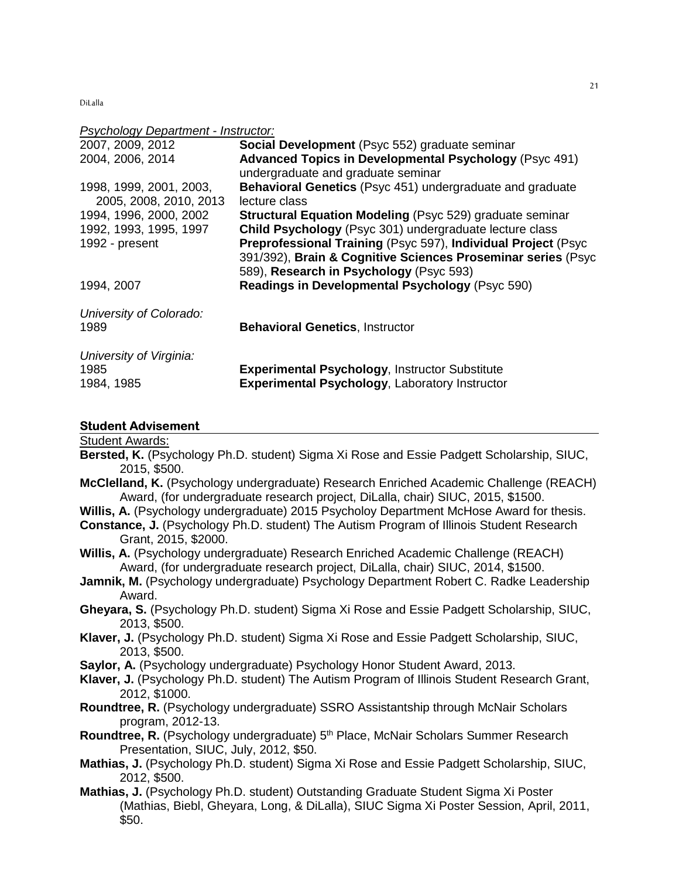*Psychology Department - Instructor:*

| | |
|---|---|
| 2007, 2009, 2012 | **Social Development** (Psyc 552) graduate seminar |
| 2004, 2006, 2014 | **Advanced Topics in Developmental Psychology** (Psyc 491) undergraduate and graduate seminar |
| 1998, 1999, 2001, 2003, 2005, 2008, 2010, 2013 | **Behavioral Genetics** (Psyc 451) undergraduate and graduate lecture class |
| 1994, 1996, 2000, 2002 | **Structural Equation Modeling** (Psyc 529) graduate seminar |
| 1992, 1993, 1995, 1997 | **Child Psychology** (Psyc 301) undergraduate lecture class |
| 1992 - present | **Preprofessional Training** (Psyc 597), **Individual Project** (Psyc 391/392), **Brain & Cognitive Sciences Proseminar series** (Psyc 589), **Research in Psychology** (Psyc 593) |
| 1994, 2007 | **Readings in Developmental Psychology** (Psyc 590) |

*University of Colorado:*

| | |
|---|---|
| 1989 | **Behavioral Genetics**, Instructor |

*University of Virginia:*

| | |
|---|---|
| 1985 | **Experimental Psychology**, Instructor Substitute |
| 1984, 1985 | **Experimental Psychology**, Laboratory Instructor |

## Student Advisement

Student Awards:

**Bersted, K.** (Psychology Ph.D. student) Sigma Xi Rose and Essie Padgett Scholarship, SIUC, 2015, $500.

**McClelland, K.** (Psychology undergraduate) Research Enriched Academic Challenge (REACH) Award, (for undergraduate research project, DiLalla, chair) SIUC, 2015, $1500.

**Willis, A.** (Psychology undergraduate) 2015 Psycholoy Department McHose Award for thesis.

**Constance, J.** (Psychology Ph.D. student) The Autism Program of Illinois Student Research Grant, 2015, $2000.

**Willis, A.** (Psychology undergraduate) Research Enriched Academic Challenge (REACH) Award, (for undergraduate research project, DiLalla, chair) SIUC, 2014, $1500.

**Jamnik, M.** (Psychology undergraduate) Psychology Department Robert C. Radke Leadership Award.

**Gheyara, S.** (Psychology Ph.D. student) Sigma Xi Rose and Essie Padgett Scholarship, SIUC, 2013, $500.

**Klaver, J.** (Psychology Ph.D. student) Sigma Xi Rose and Essie Padgett Scholarship, SIUC, 2013, $500.

**Saylor, A.** (Psychology undergraduate) Psychology Honor Student Award, 2013.

**Klaver, J.** (Psychology Ph.D. student) The Autism Program of Illinois Student Research Grant, 2012, $1000.

**Roundtree, R.** (Psychology undergraduate) SSRO Assistantship through McNair Scholars program, 2012-13.

**Roundtree, R.** (Psychology undergraduate) 5th Place, McNair Scholars Summer Research Presentation, SIUC, July, 2012, $50.

**Mathias, J.** (Psychology Ph.D. student) Sigma Xi Rose and Essie Padgett Scholarship, SIUC, 2012, $500.

**Mathias, J.** (Psychology Ph.D. student) Outstanding Graduate Student Sigma Xi Poster (Mathias, Biebl, Gheyara, Long, & DiLalla), SIUC Sigma Xi Poster Session, April, 2011, $50.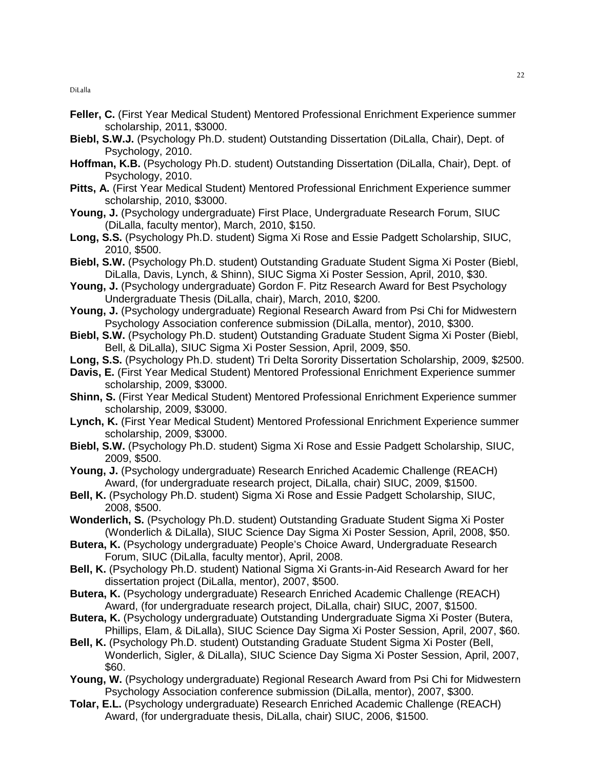**Feller, C.** (First Year Medical Student) Mentored Professional Enrichment Experience summer scholarship, 2011, $3000.

**Biebl, S.W.J.** (Psychology Ph.D. student) Outstanding Dissertation (DiLalla, Chair), Dept. of Psychology, 2010.

**Hoffman, K.B.** (Psychology Ph.D. student) Outstanding Dissertation (DiLalla, Chair), Dept. of Psychology, 2010.

**Pitts, A.** (First Year Medical Student) Mentored Professional Enrichment Experience summer scholarship, 2010, $3000.

**Young, J.** (Psychology undergraduate) First Place, Undergraduate Research Forum, SIUC (DiLalla, faculty mentor), March, 2010, $150.

**Long, S.S.** (Psychology Ph.D. student) Sigma Xi Rose and Essie Padgett Scholarship, SIUC, 2010, $500.

**Biebl, S.W.** (Psychology Ph.D. student) Outstanding Graduate Student Sigma Xi Poster (Biebl, DiLalla, Davis, Lynch, & Shinn), SIUC Sigma Xi Poster Session, April, 2010, $30.

**Young, J.** (Psychology undergraduate) Gordon F. Pitz Research Award for Best Psychology Undergraduate Thesis (DiLalla, chair), March, 2010, $200.

**Young, J.** (Psychology undergraduate) Regional Research Award from Psi Chi for Midwestern Psychology Association conference submission (DiLalla, mentor), 2010, $300.

**Biebl, S.W.** (Psychology Ph.D. student) Outstanding Graduate Student Sigma Xi Poster (Biebl, Bell, & DiLalla), SIUC Sigma Xi Poster Session, April, 2009, $50.

**Long, S.S.** (Psychology Ph.D. student) Tri Delta Sorority Dissertation Scholarship, 2009, $2500.

**Davis, E.** (First Year Medical Student) Mentored Professional Enrichment Experience summer scholarship, 2009, $3000.

**Shinn, S.** (First Year Medical Student) Mentored Professional Enrichment Experience summer scholarship, 2009, $3000.

**Lynch, K.** (First Year Medical Student) Mentored Professional Enrichment Experience summer scholarship, 2009, $3000.

**Biebl, S.W.** (Psychology Ph.D. student) Sigma Xi Rose and Essie Padgett Scholarship, SIUC, 2009, $500.

**Young, J.** (Psychology undergraduate) Research Enriched Academic Challenge (REACH) Award, (for undergraduate research project, DiLalla, chair) SIUC, 2009, $1500.

**Bell, K.** (Psychology Ph.D. student) Sigma Xi Rose and Essie Padgett Scholarship, SIUC, 2008, $500.

**Wonderlich, S.** (Psychology Ph.D. student) Outstanding Graduate Student Sigma Xi Poster (Wonderlich & DiLalla), SIUC Science Day Sigma Xi Poster Session, April, 2008, $50.

**Butera, K.** (Psychology undergraduate) People's Choice Award, Undergraduate Research Forum, SIUC (DiLalla, faculty mentor), April, 2008.

**Bell, K.** (Psychology Ph.D. student) National Sigma Xi Grants-in-Aid Research Award for her dissertation project (DiLalla, mentor), 2007, $500.

**Butera, K.** (Psychology undergraduate) Research Enriched Academic Challenge (REACH) Award, (for undergraduate research project, DiLalla, chair) SIUC, 2007, $1500.

**Butera, K.** (Psychology undergraduate) Outstanding Undergraduate Sigma Xi Poster (Butera, Phillips, Elam, & DiLalla), SIUC Science Day Sigma Xi Poster Session, April, 2007, $60.

**Bell, K.** (Psychology Ph.D. student) Outstanding Graduate Student Sigma Xi Poster (Bell, Wonderlich, Sigler, & DiLalla), SIUC Science Day Sigma Xi Poster Session, April, 2007, $60.

**Young, W.** (Psychology undergraduate) Regional Research Award from Psi Chi for Midwestern Psychology Association conference submission (DiLalla, mentor), 2007, $300.

**Tolar, E.L.** (Psychology undergraduate) Research Enriched Academic Challenge (REACH) Award, (for undergraduate thesis, DiLalla, chair) SIUC, 2006, $1500.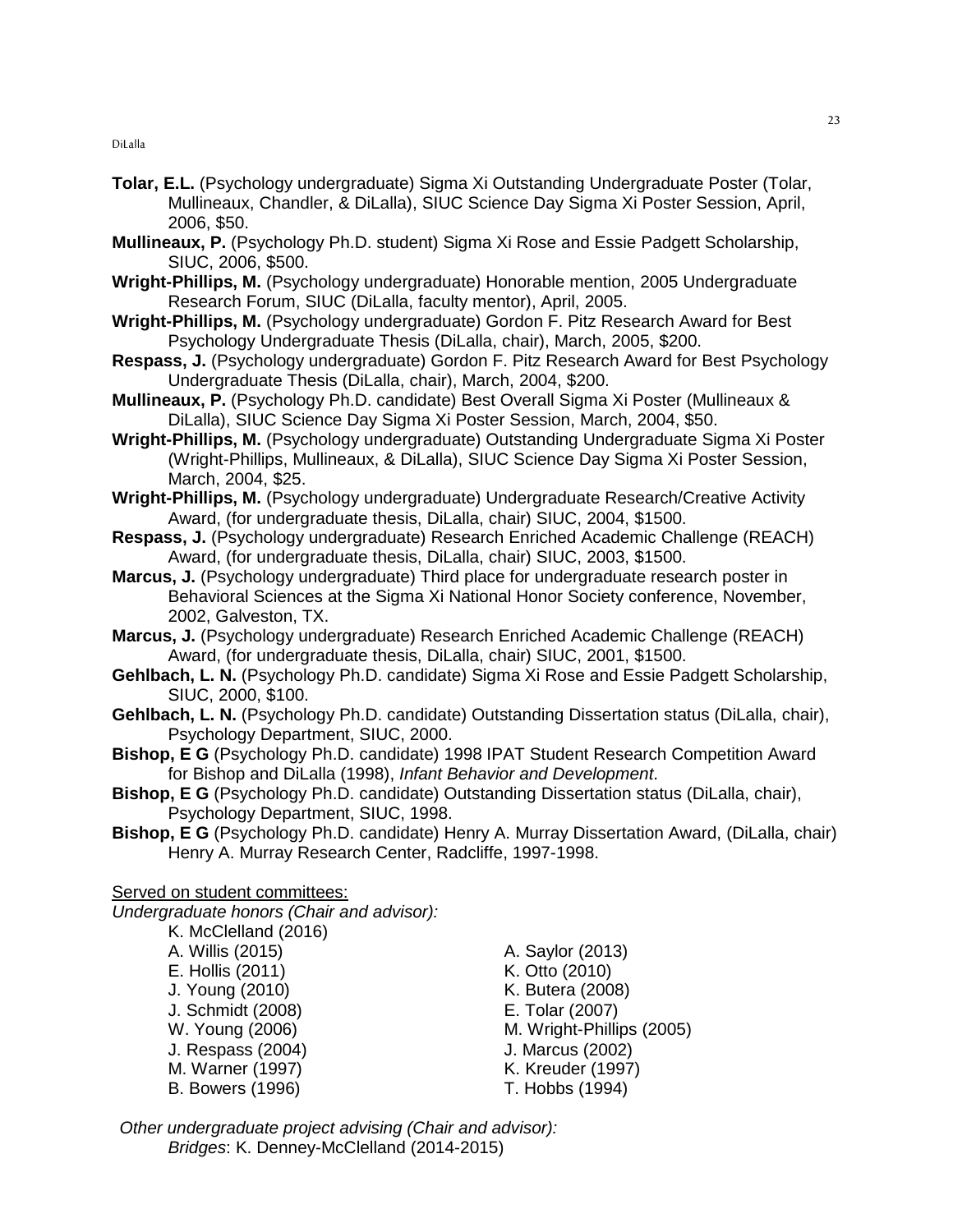**Tolar, E.L.** (Psychology undergraduate) Sigma Xi Outstanding Undergraduate Poster (Tolar, Mullineaux, Chandler, & DiLalla), SIUC Science Day Sigma Xi Poster Session, April, 2006, $50.

**Mullineaux, P.** (Psychology Ph.D. student) Sigma Xi Rose and Essie Padgett Scholarship, SIUC, 2006, $500.

**Wright-Phillips, M.** (Psychology undergraduate) Honorable mention, 2005 Undergraduate Research Forum, SIUC (DiLalla, faculty mentor), April, 2005.

**Wright-Phillips, M.** (Psychology undergraduate) Gordon F. Pitz Research Award for Best Psychology Undergraduate Thesis (DiLalla, chair), March, 2005, $200.

**Respass, J.** (Psychology undergraduate) Gordon F. Pitz Research Award for Best Psychology Undergraduate Thesis (DiLalla, chair), March, 2004, $200.

**Mullineaux, P.** (Psychology Ph.D. candidate) Best Overall Sigma Xi Poster (Mullineaux & DiLalla), SIUC Science Day Sigma Xi Poster Session, March, 2004, $50.

**Wright-Phillips, M.** (Psychology undergraduate) Outstanding Undergraduate Sigma Xi Poster (Wright-Phillips, Mullineaux, & DiLalla), SIUC Science Day Sigma Xi Poster Session, March, 2004, $25.

**Wright-Phillips, M.** (Psychology undergraduate) Undergraduate Research/Creative Activity Award, (for undergraduate thesis, DiLalla, chair) SIUC, 2004, $1500.

**Respass, J.** (Psychology undergraduate) Research Enriched Academic Challenge (REACH) Award, (for undergraduate thesis, DiLalla, chair) SIUC, 2003, $1500.

**Marcus, J.** (Psychology undergraduate) Third place for undergraduate research poster in Behavioral Sciences at the Sigma Xi National Honor Society conference, November, 2002, Galveston, TX.

**Marcus, J.** (Psychology undergraduate) Research Enriched Academic Challenge (REACH) Award, (for undergraduate thesis, DiLalla, chair) SIUC, 2001, $1500.

**Gehlbach, L. N.** (Psychology Ph.D. candidate) Sigma Xi Rose and Essie Padgett Scholarship, SIUC, 2000, $100.

**Gehlbach, L. N.** (Psychology Ph.D. candidate) Outstanding Dissertation status (DiLalla, chair), Psychology Department, SIUC, 2000.

**Bishop, E G** (Psychology Ph.D. candidate) 1998 IPAT Student Research Competition Award for Bishop and DiLalla (1998), *Infant Behavior and Development*.

**Bishop, E G** (Psychology Ph.D. candidate) Outstanding Dissertation status (DiLalla, chair), Psychology Department, SIUC, 1998.

**Bishop, E G** (Psychology Ph.D. candidate) Henry A. Murray Dissertation Award, (DiLalla, chair) Henry A. Murray Research Center, Radcliffe, 1997-1998.

Served on student committees:

*Undergraduate honors (Chair and advisor):*

- K. McClelland (2016)
- A. Willis (2015)
- A. Saylor (2013)
- E. Hollis (2011)
- K. Otto (2010)
- J. Young (2010)
- K. Butera (2008)
- J. Schmidt (2008)
- E. Tolar (2007)
- W. Young (2006)
- M. Wright-Phillips (2005)
- J. Respass (2004)
- J. Marcus (2002)
- M. Warner (1997)
- K. Kreuder (1997)
- B. Bowers (1996)
- T. Hobbs (1994)

*Other undergraduate project advising (Chair and advisor):*

*Bridges*: K. Denney-McClelland (2014-2015)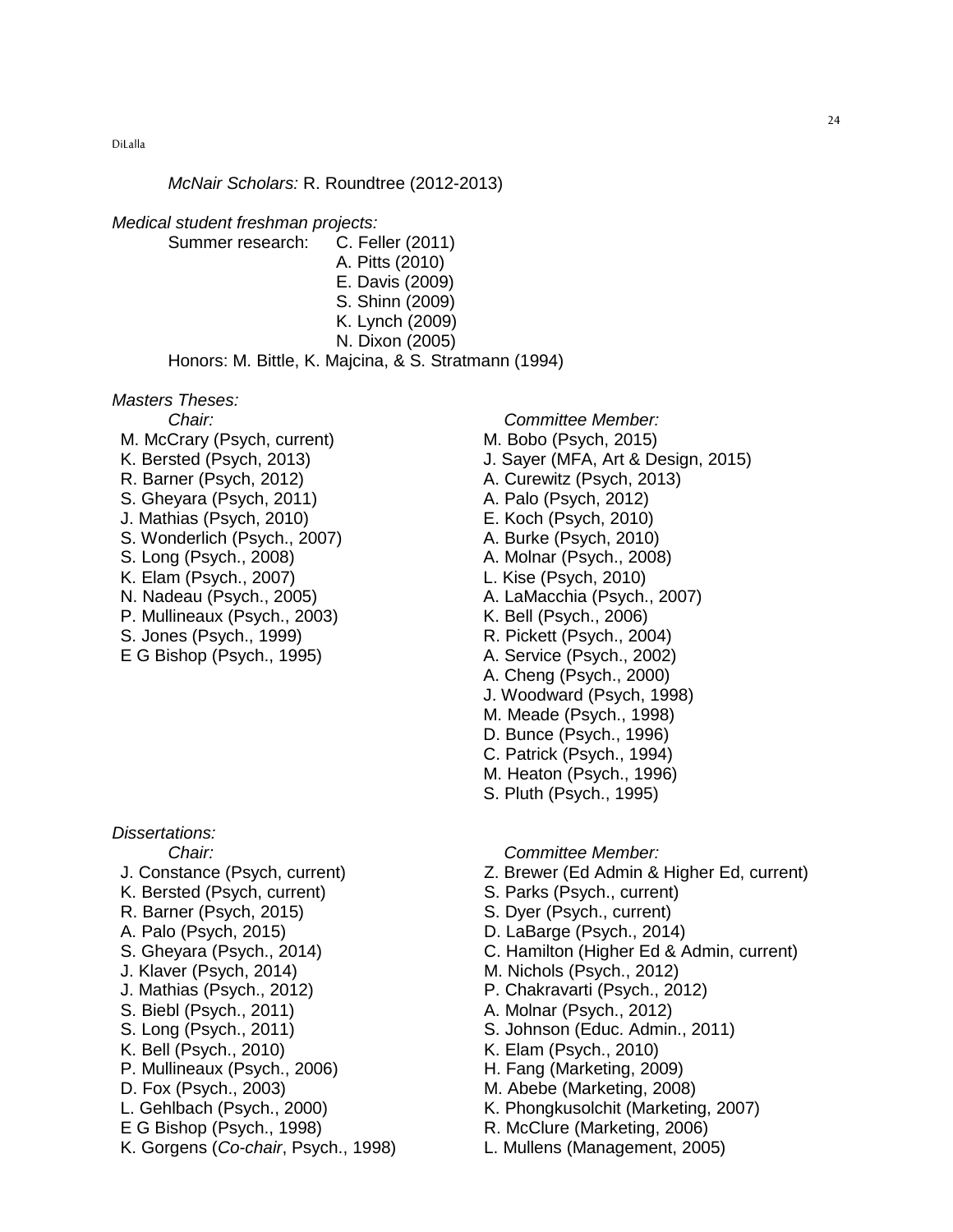*McNair Scholars:* R. Roundtree (2012-2013)

*Medical student freshman projects:*

Summer research:
- C. Feller (2011)
- A. Pitts (2010)
- E. Davis (2009)
- S. Shinn (2009)
- K. Lynch (2009)
- N. Dixon (2005)

Honors: M. Bittle, K. Majcina, & S. Stratmann (1994)

*Masters Theses:*

*Chair:*
- M. McCrary (Psych, current)
- K. Bersted (Psych, 2013)
- R. Barner (Psych, 2012)
- S. Gheyara (Psych, 2011)
- J. Mathias (Psych, 2010)
- S. Wonderlich (Psych., 2007)
- S. Long (Psych., 2008)
- K. Elam (Psych., 2007)
- N. Nadeau (Psych., 2005)
- P. Mullineaux (Psych., 2003)
- S. Jones (Psych., 1999)
- E G Bishop (Psych., 1995)

*Committee Member:*
- M. Bobo (Psych, 2015)
- J. Sayer (MFA, Art & Design, 2015)
- A. Curewitz (Psych, 2013)
- A. Palo (Psych, 2012)
- E. Koch (Psych, 2010)
- A. Burke (Psych, 2010)
- A. Molnar (Psych., 2008)
- L. Kise (Psych, 2010)
- A. LaMacchia (Psych., 2007)
- K. Bell (Psych., 2006)
- R. Pickett (Psych., 2004)
- A. Service (Psych., 2002)
- A. Cheng (Psych., 2000)
- J. Woodward (Psych, 1998)
- M. Meade (Psych., 1998)
- D. Bunce (Psych., 1996)
- C. Patrick (Psych., 1994)
- M. Heaton (Psych., 1996)
- S. Pluth (Psych., 1995)

*Dissertations:*

*Chair:*
- J. Constance (Psych, current)
- K. Bersted (Psych, current)
- R. Barner (Psych, 2015)
- A. Palo (Psych, 2015)
- S. Gheyara (Psych., 2014)
- J. Klaver (Psych, 2014)
- J. Mathias (Psych., 2012)
- S. Biebl (Psych., 2011)
- S. Long (Psych., 2011)
- K. Bell (Psych., 2010)
- P. Mullineaux (Psych., 2006)
- D. Fox (Psych., 2003)
- L. Gehlbach (Psych., 2000)
- E G Bishop (Psych., 1998)
- K. Gorgens (*Co-chair*, Psych., 1998)

*Committee Member:*
- Z. Brewer (Ed Admin & Higher Ed, current)
- S. Parks (Psych., current)
- S. Dyer (Psych., current)
- D. LaBarge (Psych., 2014)
- C. Hamilton (Higher Ed & Admin, current)
- M. Nichols (Psych., 2012)
- P. Chakravarti (Psych., 2012)
- A. Molnar (Psych., 2012)
- S. Johnson (Educ. Admin., 2011)
- K. Elam (Psych., 2010)
- H. Fang (Marketing, 2009)
- M. Abebe (Marketing, 2008)
- K. Phongkusolchit (Marketing, 2007)
- R. McClure (Marketing, 2006)
- L. Mullens (Management, 2005)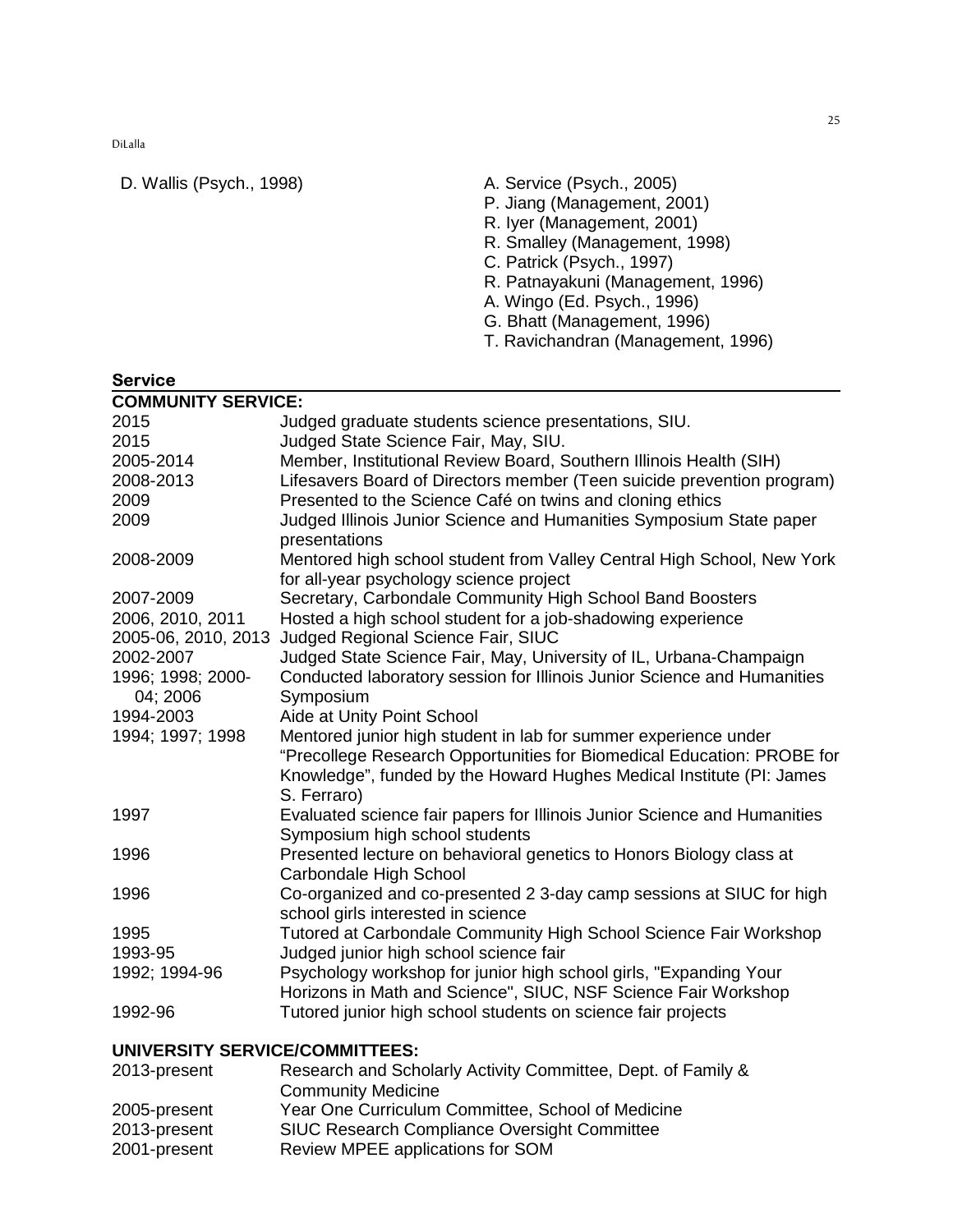D. Wallis (Psych., 1998)

A. Service (Psych., 2005)
P. Jiang (Management, 2001)
R. Iyer (Management, 2001)
R. Smalley (Management, 1998)
C. Patrick (Psych., 1997)
R. Patnayakuni (Management, 1996)
A. Wingo (Ed. Psych., 1996)
G. Bhatt (Management, 1996)
T. Ravichandran (Management, 1996)

## Service

### COMMUNITY SERVICE:

| | |
|---|---|
| 2015 | Judged graduate students science presentations, SIU. |
| 2015 | Judged State Science Fair, May, SIU. |
| 2005-2014 | Member, Institutional Review Board, Southern Illinois Health (SIH) |
| 2008-2013 | Lifesavers Board of Directors member (Teen suicide prevention program) |
| 2009 | Presented to the Science Café on twins and cloning ethics |
| 2009 | Judged Illinois Junior Science and Humanities Symposium State paper presentations |
| 2008-2009 | Mentored high school student from Valley Central High School, New York for all-year psychology science project |
| 2007-2009 | Secretary, Carbondale Community High School Band Boosters |
| 2006, 2010, 2011 | Hosted a high school student for a job-shadowing experience |
| 2005-06, 2010, 2013 | Judged Regional Science Fair, SIUC |
| 2002-2007 | Judged State Science Fair, May, University of IL, Urbana-Champaign |
| 1996; 1998; 2000-04; 2006 | Conducted laboratory session for Illinois Junior Science and Humanities Symposium |
| 1994-2003 | Aide at Unity Point School |
| 1994; 1997; 1998 | Mentored junior high student in lab for summer experience under "Precollege Research Opportunities for Biomedical Education: PROBE for Knowledge", funded by the Howard Hughes Medical Institute (PI: James S. Ferraro) |
| 1997 | Evaluated science fair papers for Illinois Junior Science and Humanities Symposium high school students |
| 1996 | Presented lecture on behavioral genetics to Honors Biology class at Carbondale High School |
| 1996 | Co-organized and co-presented 2 3-day camp sessions at SIUC for high school girls interested in science |
| 1995 | Tutored at Carbondale Community High School Science Fair Workshop |
| 1993-95 | Judged junior high school science fair |
| 1992; 1994-96 | Psychology workshop for junior high school girls, "Expanding Your Horizons in Math and Science", SIUC, NSF Science Fair Workshop |
| 1992-96 | Tutored junior high school students on science fair projects |

### UNIVERSITY SERVICE/COMMITTEES:

| | |
|---|---|
| 2013-present | Research and Scholarly Activity Committee, Dept. of Family & Community Medicine |
| 2005-present | Year One Curriculum Committee, School of Medicine |
| 2013-present | SIUC Research Compliance Oversight Committee |
| 2001-present | Review MPEE applications for SOM |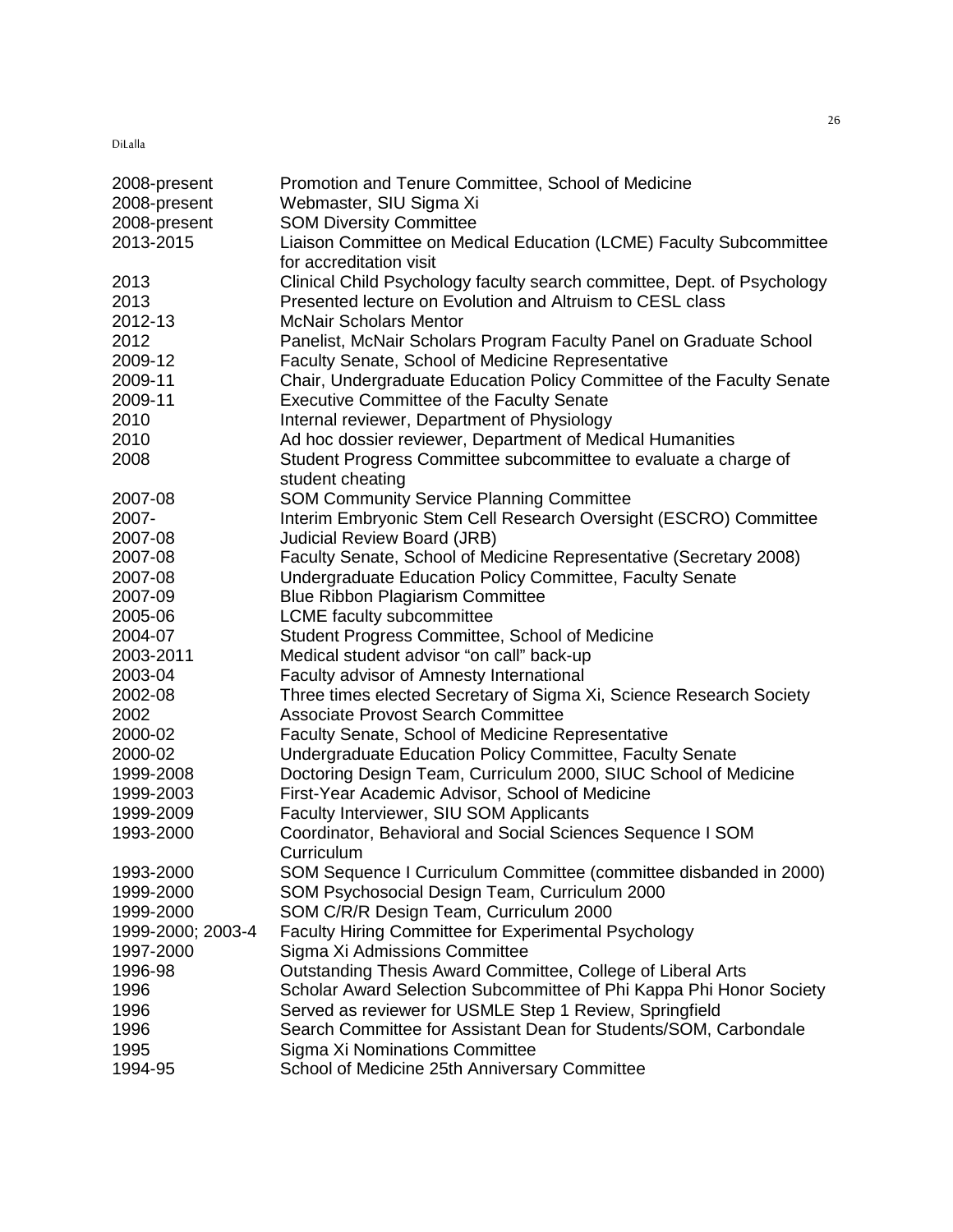| | |
|---|---|
| 2008-present | Promotion and Tenure Committee, School of Medicine |
| 2008-present | Webmaster, SIU Sigma Xi |
| 2008-present | SOM Diversity Committee |
| 2013-2015 | Liaison Committee on Medical Education (LCME) Faculty Subcommittee for accreditation visit |
| 2013 | Clinical Child Psychology faculty search committee, Dept. of Psychology |
| 2013 | Presented lecture on Evolution and Altruism to CESL class |
| 2012-13 | McNair Scholars Mentor |
| 2012 | Panelist, McNair Scholars Program Faculty Panel on Graduate School |
| 2009-12 | Faculty Senate, School of Medicine Representative |
| 2009-11 | Chair, Undergraduate Education Policy Committee of the Faculty Senate |
| 2009-11 | Executive Committee of the Faculty Senate |
| 2010 | Internal reviewer, Department of Physiology |
| 2010 | Ad hoc dossier reviewer, Department of Medical Humanities |
| 2008 | Student Progress Committee subcommittee to evaluate a charge of student cheating |
| 2007-08 | SOM Community Service Planning Committee |
| 2007- | Interim Embryonic Stem Cell Research Oversight (ESCRO) Committee |
| 2007-08 | Judicial Review Board (JRB) |
| 2007-08 | Faculty Senate, School of Medicine Representative (Secretary 2008) |
| 2007-08 | Undergraduate Education Policy Committee, Faculty Senate |
| 2007-09 | Blue Ribbon Plagiarism Committee |
| 2005-06 | LCME faculty subcommittee |
| 2004-07 | Student Progress Committee, School of Medicine |
| 2003-2011 | Medical student advisor "on call" back-up |
| 2003-04 | Faculty advisor of Amnesty International |
| 2002-08 | Three times elected Secretary of Sigma Xi, Science Research Society |
| 2002 | Associate Provost Search Committee |
| 2000-02 | Faculty Senate, School of Medicine Representative |
| 2000-02 | Undergraduate Education Policy Committee, Faculty Senate |
| 1999-2008 | Doctoring Design Team, Curriculum 2000, SIUC School of Medicine |
| 1999-2003 | First-Year Academic Advisor, School of Medicine |
| 1999-2009 | Faculty Interviewer, SIU SOM Applicants |
| 1993-2000 | Coordinator, Behavioral and Social Sciences Sequence I SOM Curriculum |
| 1993-2000 | SOM Sequence I Curriculum Committee (committee disbanded in 2000) |
| 1999-2000 | SOM Psychosocial Design Team, Curriculum 2000 |
| 1999-2000 | SOM C/R/R Design Team, Curriculum 2000 |
| 1999-2000; 2003-4 | Faculty Hiring Committee for Experimental Psychology |
| 1997-2000 | Sigma Xi Admissions Committee |
| 1996-98 | Outstanding Thesis Award Committee, College of Liberal Arts |
| 1996 | Scholar Award Selection Subcommittee of Phi Kappa Phi Honor Society |
| 1996 | Served as reviewer for USMLE Step 1 Review, Springfield |
| 1996 | Search Committee for Assistant Dean for Students/SOM, Carbondale |
| 1995 | Sigma Xi Nominations Committee |
| 1994-95 | School of Medicine 25th Anniversary Committee |